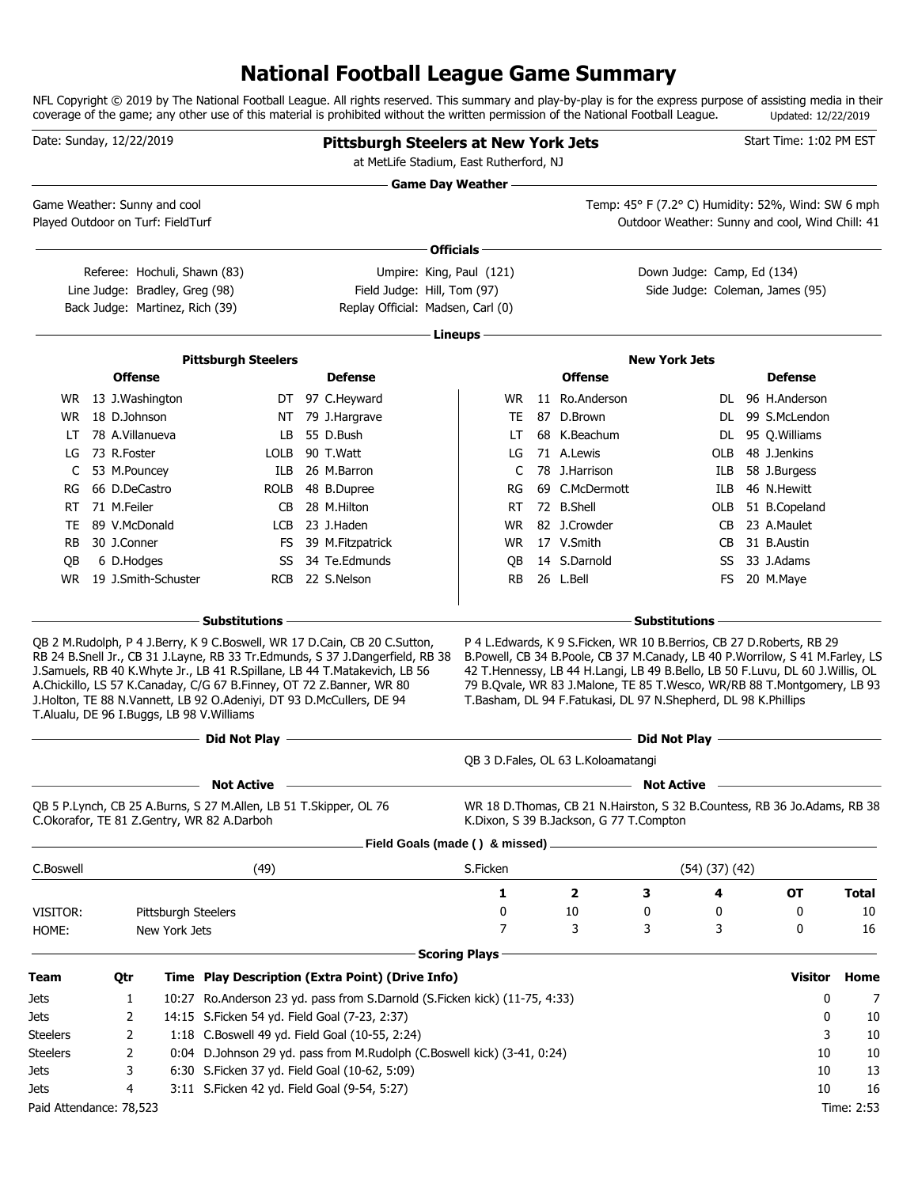# National Football League Game Summary

NFL Copyright © 2019 by The National Football League. All rights reserved. This summary and play-by-play is for the express purpose of assisting media in their coverage of the game; any other use of this material is prohibited without the written permission of the National Football League. Updated: 12/22/2019

Date: Sunday, 12/22/2019

**Pittsburgh Steelers at New York Jets**

at MetLife Stadium, East Rutherford, NJ

Start Time: 1:02 PM EST

## Game Day Weather

Game Weather: Sunny and cool
Played Outdoor on Turf: FieldTurf

Temp: 45° F (7.2° C) Humidity: 52%, Wind: SW 6 mph
Outdoor Weather: Sunny and cool, Wind Chill: 41

## Officials

Referee: Hochuli, Shawn (83)
Umpire: King, Paul (121)
Down Judge: Camp, Ed (134)
Line Judge: Bradley, Greg (98)
Field Judge: Hill, Tom (97)
Side Judge: Coleman, James (95)
Back Judge: Martinez, Rich (39)
Replay Official: Madsen, Carl (0)

## Lineups

**Pittsburgh Steelers**

| Offense | | | Defense | | |
|---|---|---|---|---|---|
| WR | 13 | J.Washington | DT | 97 | C.Heyward |
| WR | 18 | D.Johnson | NT | 79 | J.Hargrave |
| LT | 78 | A.Villanueva | LB | 55 | D.Bush |
| LG | 73 | R.Foster | LOLB | 90 | T.Watt |
| C | 53 | M.Pouncey | ILB | 26 | M.Barron |
| RG | 66 | D.DeCastro | ROLB | 48 | B.Dupree |
| RT | 71 | M.Feiler | CB | 28 | M.Hilton |
| TE | 89 | V.McDonald | LCB | 23 | J.Haden |
| RB | 30 | J.Conner | FS | 39 | M.Fitzpatrick |
| QB | 6 | D.Hodges | SS | 34 | Te.Edmunds |
| WR | 19 | J.Smith-Schuster | RCB | 22 | S.Nelson |

**New York Jets**

| Offense | | | Defense | | |
|---|---|---|---|---|---|
| WR | 11 | Ro.Anderson | DL | 96 | H.Anderson |
| TE | 87 | D.Brown | DL | 99 | S.McLendon |
| LT | 68 | K.Beachum | DL | 95 | Q.Williams |
| LG | 71 | A.Lewis | OLB | 48 | J.Jenkins |
| C | 78 | J.Harrison | ILB | 58 | J.Burgess |
| RG | 69 | C.McDermott | ILB | 46 | N.Hewitt |
| RT | 72 | B.Shell | OLB | 51 | B.Copeland |
| WR | 82 | J.Crowder | CB | 23 | A.Maulet |
| WR | 17 | V.Smith | CB | 31 | B.Austin |
| QB | 14 | S.Darnold | SS | 33 | J.Adams |
| RB | 26 | L.Bell | FS | 20 | M.Maye |

### Substitutions

**Pittsburgh Steelers:** QB 2 M.Rudolph, P 4 J.Berry, K 9 C.Boswell, WR 17 D.Cain, CB 20 C.Sutton, RB 24 B.Snell Jr., CB 31 J.Layne, RB 33 Tr.Edmunds, S 37 J.Dangerfield, RB 38 J.Samuels, RB 40 K.Whyte Jr., LB 41 R.Spillane, LB 44 T.Matakevich, LB 56 A.Chickillo, LS 57 K.Canaday, C/G 67 B.Finney, OT 72 Z.Banner, WR 80 J.Holton, TE 88 N.Vannett, LB 92 O.Adeniyi, DT 93 D.McCullers, DE 94 T.Alualu, DE 96 I.Buggs, LB 98 V.Williams

**New York Jets:** P 4 L.Edwards, K 9 S.Ficken, WR 10 B.Berrios, CB 27 D.Roberts, RB 29 B.Powell, CB 34 B.Poole, CB 37 M.Canady, LB 40 P.Worrilow, S 41 M.Farley, LS 42 T.Hennessy, LB 44 H.Langi, LB 49 B.Bello, LB 50 F.Luvu, DL 60 J.Willis, OL 79 B.Qvale, WR 83 J.Malone, TE 85 T.Wesco, WR/RB 88 T.Montgomery, LB 93 T.Basham, DL 94 F.Fatukasi, DL 97 N.Shepherd, DL 98 K.Phillips

### Did Not Play

**New York Jets:** QB 3 D.Fales, OL 63 L.Koloamatangi

### Not Active

**Pittsburgh Steelers:** QB 5 P.Lynch, CB 25 A.Burns, S 27 M.Allen, LB 51 T.Skipper, OL 76 C.Okorafor, TE 81 Z.Gentry, WR 82 A.Darboh

**New York Jets:** WR 18 D.Thomas, CB 21 N.Hairston, S 32 B.Countess, RB 36 Jo.Adams, RB 38 K.Dixon, S 39 B.Jackson, G 77 T.Compton

## Field Goals (made ( ) & missed)

| | |
|---|---|
| C.Boswell | (49) |
| S.Ficken | (54) (37) (42) |

| | | 1 | 2 | 3 | 4 | OT | Total |
|---|---|---|---|---|---|---|---|
| VISITOR: | Pittsburgh Steelers | 0 | 10 | 0 | 0 | 0 | 10 |
| HOME: | New York Jets | 7 | 3 | 3 | 3 | 0 | 16 |

## Scoring Plays

| Team | Qtr | Time | Play Description (Extra Point) (Drive Info) | Visitor | Home |
|---|---|---|---|---|---|
| Jets | 1 | 10:27 | Ro.Anderson 23 yd. pass from S.Darnold (S.Ficken kick) (11-75, 4:33) | 0 | 7 |
| Jets | 2 | 14:15 | S.Ficken 54 yd. Field Goal (7-23, 2:37) | 0 | 10 |
| Steelers | 2 | 1:18 | C.Boswell 49 yd. Field Goal (10-55, 2:24) | 3 | 10 |
| Steelers | 2 | 0:04 | D.Johnson 29 yd. pass from M.Rudolph (C.Boswell kick) (3-41, 0:24) | 10 | 10 |
| Jets | 3 | 6:30 | S.Ficken 37 yd. Field Goal (10-62, 5:09) | 10 | 13 |
| Jets | 4 | 3:11 | S.Ficken 42 yd. Field Goal (9-54, 5:27) | 10 | 16 |

Paid Attendance: 78,523

Time: 2:53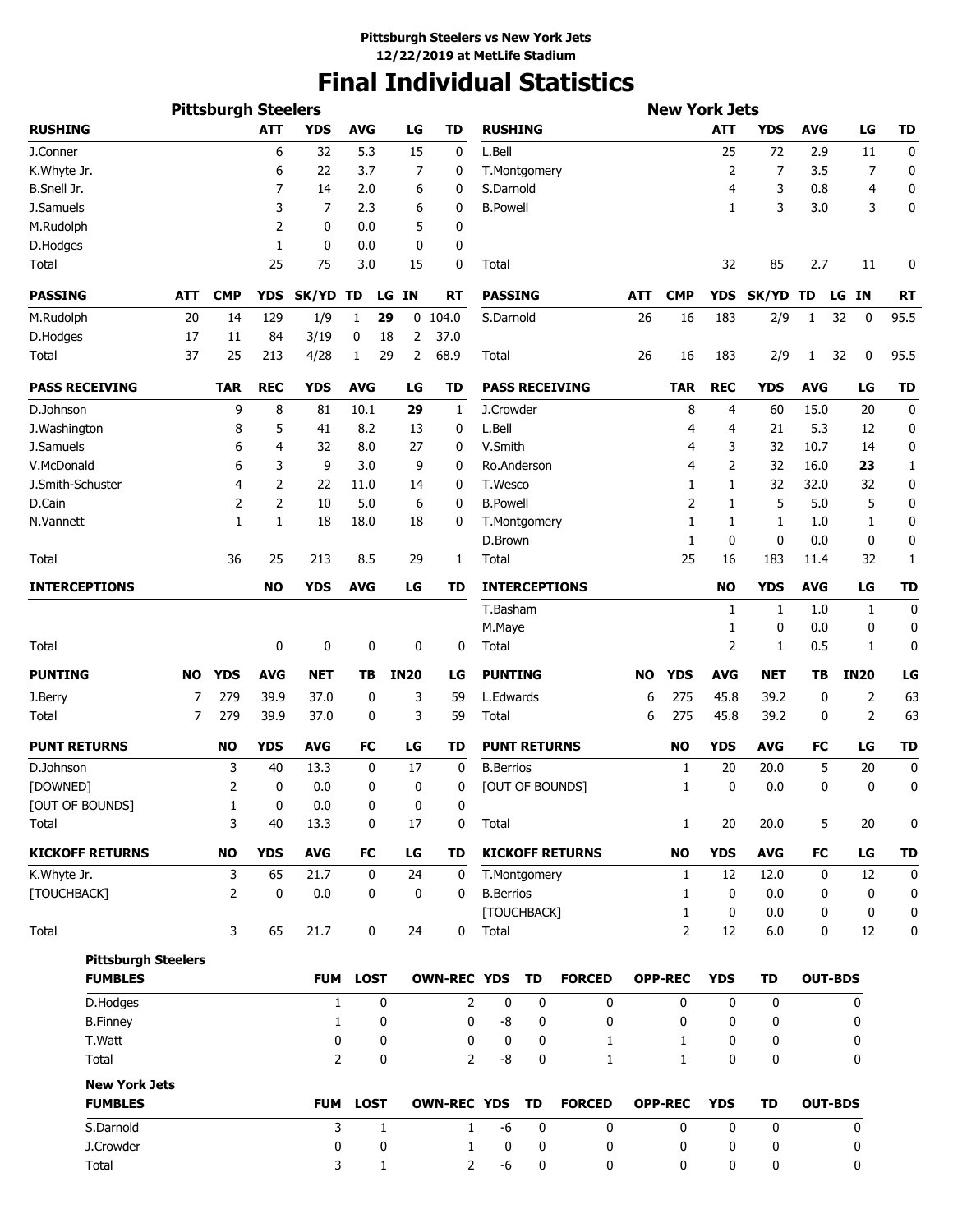**Pittsburgh Steelers vs New York Jets**
**12/22/2019 at MetLife Stadium**

# Final Individual Statistics

## Pittsburgh Steelers

| RUSHING | ATT | YDS | AVG | LG | TD |
|---|---|---|---|---|---|
| J.Conner | 6 | 32 | 5.3 | 15 | 0 |
| K.Whyte Jr. | 6 | 22 | 3.7 | 7 | 0 |
| B.Snell Jr. | 7 | 14 | 2.0 | 6 | 0 |
| J.Samuels | 3 | 7 | 2.3 | 6 | 0 |
| M.Rudolph | 2 | 0 | 0.0 | 5 | 0 |
| D.Hodges | 1 | 0 | 0.0 | 0 | 0 |
| Total | 25 | 75 | 3.0 | 15 | 0 |

| PASSING | ATT | CMP | YDS | SK/YD | TD | LG | IN | RT |
|---|---|---|---|---|---|---|---|---|
| M.Rudolph | 20 | 14 | 129 | 1/9 | 1 | **29** | 0 | 104.0 |
| D.Hodges | 17 | 11 | 84 | 3/19 | 0 | 18 | 2 | 37.0 |
| Total | 37 | 25 | 213 | 4/28 | 1 | 29 | 2 | 68.9 |

| PASS RECEIVING | TAR | REC | YDS | AVG | LG | TD |
|---|---|---|---|---|---|---|
| D.Johnson | 9 | 8 | 81 | 10.1 | **29** | 1 |
| J.Washington | 8 | 5 | 41 | 8.2 | 13 | 0 |
| J.Samuels | 6 | 4 | 32 | 8.0 | 27 | 0 |
| V.McDonald | 6 | 3 | 9 | 3.0 | 9 | 0 |
| J.Smith-Schuster | 4 | 2 | 22 | 11.0 | 14 | 0 |
| D.Cain | 2 | 2 | 10 | 5.0 | 6 | 0 |
| N.Vannett | 1 | 1 | 18 | 18.0 | 18 | 0 |
| Total | 36 | 25 | 213 | 8.5 | 29 | 1 |

| INTERCEPTIONS | NO | YDS | AVG | LG | TD |
|---|---|---|---|---|---|
| Total | 0 | 0 | 0 | 0 | 0 |

| PUNTING | NO | YDS | AVG | NET | TB | IN20 | LG |
|---|---|---|---|---|---|---|---|
| J.Berry | 7 | 279 | 39.9 | 37.0 | 0 | 3 | 59 |
| Total | 7 | 279 | 39.9 | 37.0 | 0 | 3 | 59 |

| PUNT RETURNS | NO | YDS | AVG | FC | LG | TD |
|---|---|---|---|---|---|---|
| D.Johnson | 3 | 40 | 13.3 | 0 | 17 | 0 |
| [DOWNED] | 2 | 0 | 0.0 | 0 | 0 | 0 |
| [OUT OF BOUNDS] | 1 | 0 | 0.0 | 0 | 0 | 0 |
| Total | 3 | 40 | 13.3 | 0 | 17 | 0 |

| KICKOFF RETURNS | NO | YDS | AVG | FC | LG | TD |
|---|---|---|---|---|---|---|
| K.Whyte Jr. | 3 | 65 | 21.7 | 0 | 24 | 0 |
| [TOUCHBACK] | 2 | 0 | 0.0 | 0 | 0 | 0 |
| Total | 3 | 65 | 21.7 | 0 | 24 | 0 |

## New York Jets

| RUSHING | ATT | YDS | AVG | LG | TD |
|---|---|---|---|---|---|
| L.Bell | 25 | 72 | 2.9 | 11 | 0 |
| T.Montgomery | 2 | 7 | 3.5 | 7 | 0 |
| S.Darnold | 4 | 3 | 0.8 | 4 | 0 |
| B.Powell | 1 | 3 | 3.0 | 3 | 0 |
| Total | 32 | 85 | 2.7 | 11 | 0 |

| PASSING | ATT | CMP | YDS | SK/YD | TD | LG | IN | RT |
|---|---|---|---|---|---|---|---|---|
| S.Darnold | 26 | 16 | 183 | 2/9 | 1 | 32 | 0 | 95.5 |
| Total | 26 | 16 | 183 | 2/9 | 1 | 32 | 0 | 95.5 |

| PASS RECEIVING | TAR | REC | YDS | AVG | LG | TD |
|---|---|---|---|---|---|---|
| J.Crowder | 8 | 4 | 60 | 15.0 | 20 | 0 |
| L.Bell | 4 | 4 | 21 | 5.3 | 12 | 0 |
| V.Smith | 4 | 3 | 32 | 10.7 | 14 | 0 |
| Ro.Anderson | 4 | 2 | 32 | 16.0 | **23** | 1 |
| T.Wesco | 1 | 1 | 32 | 32.0 | 32 | 0 |
| B.Powell | 2 | 1 | 5 | 5.0 | 5 | 0 |
| T.Montgomery | 1 | 1 | 1 | 1.0 | 1 | 0 |
| D.Brown | 1 | 0 | 0 | 0.0 | 0 | 0 |
| Total | 25 | 16 | 183 | 11.4 | 32 | 1 |

| INTERCEPTIONS | NO | YDS | AVG | LG | TD |
|---|---|---|---|---|---|
| T.Basham | 1 | 1 | 1.0 | 1 | 0 |
| M.Maye | 1 | 0 | 0.0 | 0 | 0 |
| Total | 2 | 1 | 0.5 | 1 | 0 |

| PUNTING | NO | YDS | AVG | NET | TB | IN20 | LG |
|---|---|---|---|---|---|---|---|
| L.Edwards | 6 | 275 | 45.8 | 39.2 | 0 | 2 | 63 |
| Total | 6 | 275 | 45.8 | 39.2 | 0 | 2 | 63 |

| PUNT RETURNS | NO | YDS | AVG | FC | LG | TD |
|---|---|---|---|---|---|---|
| B.Berrios | 1 | 20 | 20.0 | 5 | 20 | 0 |
| [OUT OF BOUNDS] | 1 | 0 | 0.0 | 0 | 0 | 0 |
| Total | 1 | 20 | 20.0 | 5 | 20 | 0 |

| KICKOFF RETURNS | NO | YDS | AVG | FC | LG | TD |
|---|---|---|---|---|---|---|
| T.Montgomery | 1 | 12 | 12.0 | 0 | 12 | 0 |
| B.Berrios | 1 | 0 | 0.0 | 0 | 0 | 0 |
| [TOUCHBACK] | 1 | 0 | 0.0 | 0 | 0 | 0 |
| Total | 2 | 12 | 6.0 | 0 | 12 | 0 |

### Pittsburgh Steelers

| FUMBLES | FUM | LOST | OWN-REC | YDS | TD | FORCED | OPP-REC | YDS | TD | OUT-BDS |
|---|---|---|---|---|---|---|---|---|---|---|
| D.Hodges | 1 | 0 | 2 | 0 | 0 | 0 | 0 | 0 | 0 | 0 |
| B.Finney | 1 | 0 | 0 | -8 | 0 | 0 | 0 | 0 | 0 | 0 |
| T.Watt | 0 | 0 | 0 | 0 | 0 | 1 | 1 | 0 | 0 | 0 |
| Total | 2 | 0 | 2 | -8 | 0 | 1 | 1 | 0 | 0 | 0 |

### New York Jets

| FUMBLES | FUM | LOST | OWN-REC | YDS | TD | FORCED | OPP-REC | YDS | TD | OUT-BDS |
|---|---|---|---|---|---|---|---|---|---|---|
| S.Darnold | 3 | 1 | 1 | -6 | 0 | 0 | 0 | 0 | 0 | 0 |
| J.Crowder | 0 | 0 | 1 | 0 | 0 | 0 | 0 | 0 | 0 | 0 |
| Total | 3 | 1 | 2 | -6 | 0 | 0 | 0 | 0 | 0 | 0 |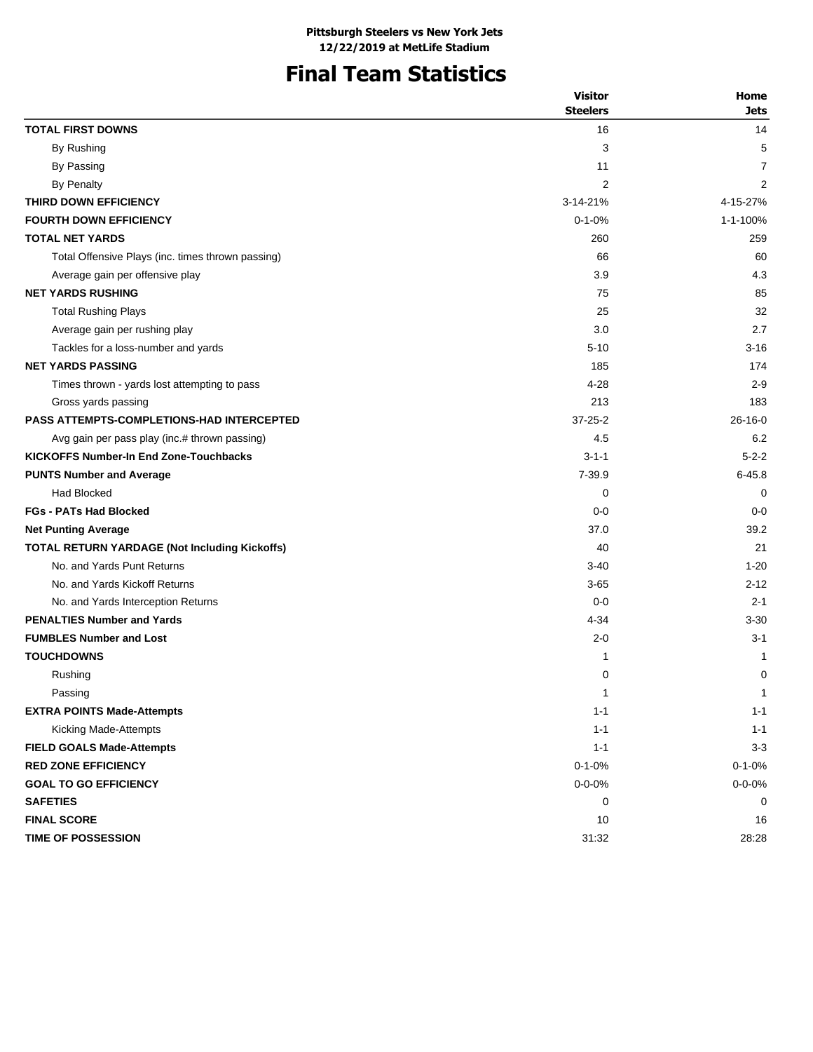**Pittsburgh Steelers vs New York Jets**
**12/22/2019 at MetLife Stadium**

# Final Team Statistics

| | Visitor Steelers | Home Jets |
|---|---|---|
| **TOTAL FIRST DOWNS** | 16 | 14 |
| By Rushing | 3 | 5 |
| By Passing | 11 | 7 |
| By Penalty | 2 | 2 |
| **THIRD DOWN EFFICIENCY** | 3-14-21% | 4-15-27% |
| **FOURTH DOWN EFFICIENCY** | 0-1-0% | 1-1-100% |
| **TOTAL NET YARDS** | 260 | 259 |
| Total Offensive Plays (inc. times thrown passing) | 66 | 60 |
| Average gain per offensive play | 3.9 | 4.3 |
| **NET YARDS RUSHING** | 75 | 85 |
| Total Rushing Plays | 25 | 32 |
| Average gain per rushing play | 3.0 | 2.7 |
| Tackles for a loss-number and yards | 5-10 | 3-16 |
| **NET YARDS PASSING** | 185 | 174 |
| Times thrown - yards lost attempting to pass | 4-28 | 2-9 |
| Gross yards passing | 213 | 183 |
| **PASS ATTEMPTS-COMPLETIONS-HAD INTERCEPTED** | 37-25-2 | 26-16-0 |
| Avg gain per pass play (inc.# thrown passing) | 4.5 | 6.2 |
| **KICKOFFS Number-In End Zone-Touchbacks** | 3-1-1 | 5-2-2 |
| **PUNTS Number and Average** | 7-39.9 | 6-45.8 |
| Had Blocked | 0 | 0 |
| **FGs - PATs Had Blocked** | 0-0 | 0-0 |
| **Net Punting Average** | 37.0 | 39.2 |
| **TOTAL RETURN YARDAGE (Not Including Kickoffs)** | 40 | 21 |
| No. and Yards Punt Returns | 3-40 | 1-20 |
| No. and Yards Kickoff Returns | 3-65 | 2-12 |
| No. and Yards Interception Returns | 0-0 | 2-1 |
| **PENALTIES Number and Yards** | 4-34 | 3-30 |
| **FUMBLES Number and Lost** | 2-0 | 3-1 |
| **TOUCHDOWNS** | 1 | 1 |
| Rushing | 0 | 0 |
| Passing | 1 | 1 |
| **EXTRA POINTS Made-Attempts** | 1-1 | 1-1 |
| Kicking Made-Attempts | 1-1 | 1-1 |
| **FIELD GOALS Made-Attempts** | 1-1 | 3-3 |
| **RED ZONE EFFICIENCY** | 0-1-0% | 0-1-0% |
| **GOAL TO GO EFFICIENCY** | 0-0-0% | 0-0-0% |
| **SAFETIES** | 0 | 0 |
| **FINAL SCORE** | 10 | 16 |
| **TIME OF POSSESSION** | 31:32 | 28:28 |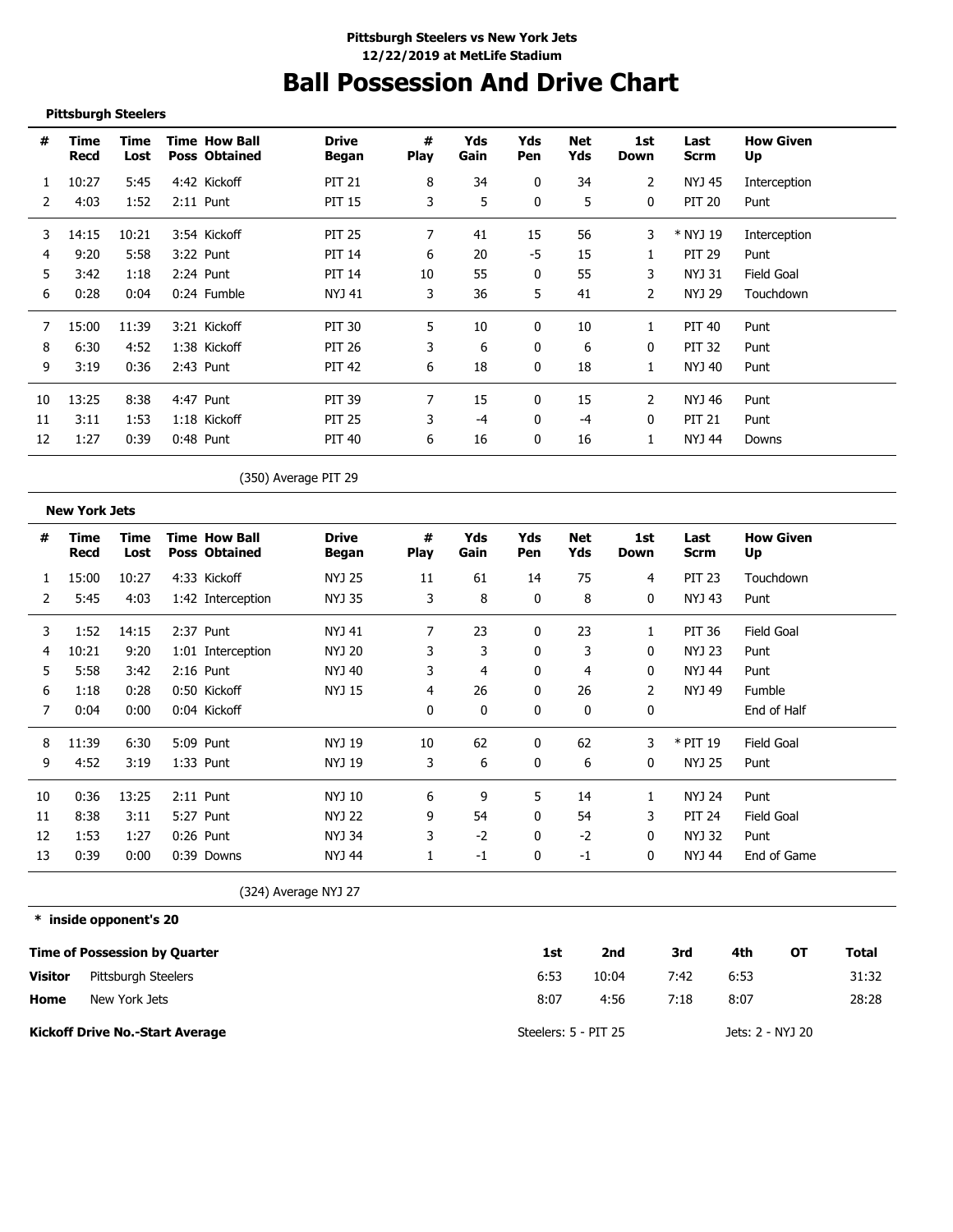**Pittsburgh Steelers vs New York Jets**
**12/22/2019 at MetLife Stadium**

# Ball Possession And Drive Chart

**Pittsburgh Steelers**

| # | Time Recd | Time Lost | Time Poss | How Ball Obtained | Drive Began | # Play | Yds Gain | Yds Pen | Net Yds | 1st Down | Last Scrm | How Given Up |
|---|---|---|---|---|---|---|---|---|---|---|---|---|
| 1 | 10:27 | 5:45 | 4:42 | Kickoff | PIT 21 | 8 | 34 | 0 | 34 | 2 | NYJ 45 | Interception |
| 2 | 4:03 | 1:52 | 2:11 | Punt | PIT 15 | 3 | 5 | 0 | 5 | 0 | PIT 20 | Punt |
| 3 | 14:15 | 10:21 | 3:54 | Kickoff | PIT 25 | 7 | 41 | 15 | 56 | 3 | * NYJ 19 | Interception |
| 4 | 9:20 | 5:58 | 3:22 | Punt | PIT 14 | 6 | 20 | -5 | 15 | 1 | PIT 29 | Punt |
| 5 | 3:42 | 1:18 | 2:24 | Punt | PIT 14 | 10 | 55 | 0 | 55 | 3 | NYJ 31 | Field Goal |
| 6 | 0:28 | 0:04 | 0:24 | Fumble | NYJ 41 | 3 | 36 | 5 | 41 | 2 | NYJ 29 | Touchdown |
| 7 | 15:00 | 11:39 | 3:21 | Kickoff | PIT 30 | 5 | 10 | 0 | 10 | 1 | PIT 40 | Punt |
| 8 | 6:30 | 4:52 | 1:38 | Kickoff | PIT 26 | 3 | 6 | 0 | 6 | 0 | PIT 32 | Punt |
| 9 | 3:19 | 0:36 | 2:43 | Punt | PIT 42 | 6 | 18 | 0 | 18 | 1 | NYJ 40 | Punt |
| 10 | 13:25 | 8:38 | 4:47 | Punt | PIT 39 | 7 | 15 | 0 | 15 | 2 | NYJ 46 | Punt |
| 11 | 3:11 | 1:53 | 1:18 | Kickoff | PIT 25 | 3 | -4 | 0 | -4 | 0 | PIT 21 | Punt |
| 12 | 1:27 | 0:39 | 0:48 | Punt | PIT 40 | 6 | 16 | 0 | 16 | 1 | NYJ 44 | Downs |

(350) Average PIT 29

**New York Jets**

| # | Time Recd | Time Lost | Time Poss | How Ball Obtained | Drive Began | # Play | Yds Gain | Yds Pen | Net Yds | 1st Down | Last Scrm | How Given Up |
|---|---|---|---|---|---|---|---|---|---|---|---|---|
| 1 | 15:00 | 10:27 | 4:33 | Kickoff | NYJ 25 | 11 | 61 | 14 | 75 | 4 | PIT 23 | Touchdown |
| 2 | 5:45 | 4:03 | 1:42 | Interception | NYJ 35 | 3 | 8 | 0 | 8 | 0 | NYJ 43 | Punt |
| 3 | 1:52 | 14:15 | 2:37 | Punt | NYJ 41 | 7 | 23 | 0 | 23 | 1 | PIT 36 | Field Goal |
| 4 | 10:21 | 9:20 | 1:01 | Interception | NYJ 20 | 3 | 3 | 0 | 3 | 0 | NYJ 23 | Punt |
| 5 | 5:58 | 3:42 | 2:16 | Punt | NYJ 40 | 3 | 4 | 0 | 4 | 0 | NYJ 44 | Punt |
| 6 | 1:18 | 0:28 | 0:50 | Kickoff | NYJ 15 | 4 | 26 | 0 | 26 | 2 | NYJ 49 | Fumble |
| 7 | 0:04 | 0:00 | 0:04 | Kickoff | | 0 | 0 | 0 | 0 | 0 | | End of Half |
| 8 | 11:39 | 6:30 | 5:09 | Punt | NYJ 19 | 10 | 62 | 0 | 62 | 3 | * PIT 19 | Field Goal |
| 9 | 4:52 | 3:19 | 1:33 | Punt | NYJ 19 | 3 | 6 | 0 | 6 | 0 | NYJ 25 | Punt |
| 10 | 0:36 | 13:25 | 2:11 | Punt | NYJ 10 | 6 | 9 | 5 | 14 | 1 | NYJ 24 | Punt |
| 11 | 8:38 | 3:11 | 5:27 | Punt | NYJ 22 | 9 | 54 | 0 | 54 | 3 | PIT 24 | Field Goal |
| 12 | 1:53 | 1:27 | 0:26 | Punt | NYJ 34 | 3 | -2 | 0 | -2 | 0 | NYJ 32 | Punt |
| 13 | 0:39 | 0:00 | 0:39 | Downs | NYJ 44 | 1 | -1 | 0 | -1 | 0 | NYJ 44 | End of Game |

(324) Average NYJ 27

**\* inside opponent's 20**

| Time of Possession by Quarter | | 1st | 2nd | 3rd | 4th | OT | Total |
|---|---|---|---|---|---|---|---|
| **Visitor** | Pittsburgh Steelers | 6:53 | 10:04 | 7:42 | 6:53 | | 31:32 |
| **Home** | New York Jets | 8:07 | 4:56 | 7:18 | 8:07 | | 28:28 |

**Kickoff Drive No.-Start Average** Steelers: 5 - PIT 25 Jets: 2 - NYJ 20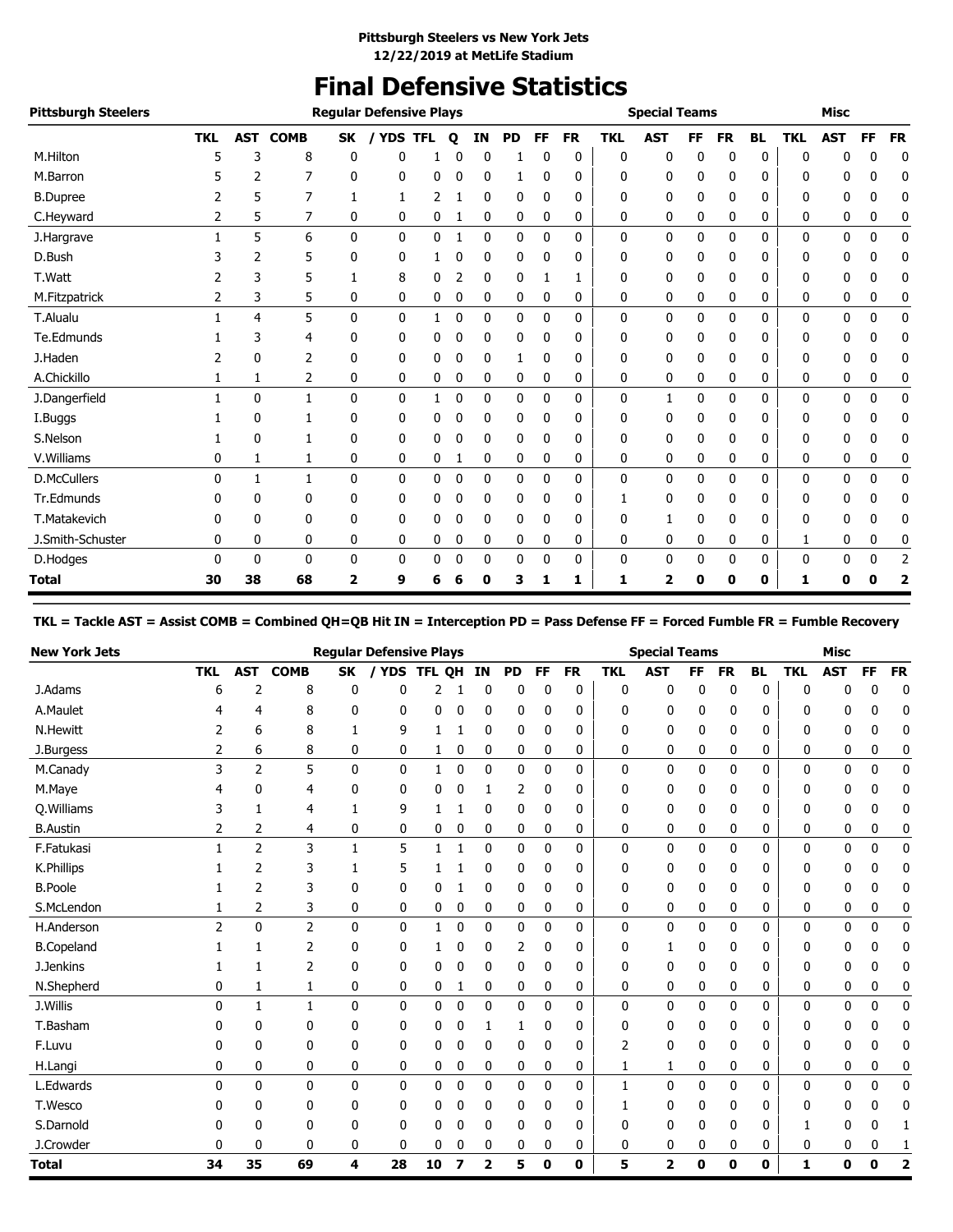**Pittsburgh Steelers vs New York Jets**
**12/22/2019 at MetLife Stadium**

# Final Defensive Statistics

| Pittsburgh Steelers | Regular Defensive Plays | | | | | | | | | | | Special Teams | | | | | | Misc | | | |
|---|---|---|---|---|---|---|---|---|---|---|---|---|---|---|---|---|---|---|---|---|---|
| | TKL | AST | COMB | SK | / YDS | TFL | Q | IN | PD | FF | FR | TKL | AST | FF | FR | BL | TKL | AST | FF | FR |
| M.Hilton | 5 | 3 | 8 | 0 | 0 | 1 | 0 | 0 | 1 | 0 | 0 | 0 | 0 | 0 | 0 | 0 | 0 | 0 | 0 | 0 |
| M.Barron | 5 | 2 | 7 | 0 | 0 | 0 | 0 | 0 | 1 | 0 | 0 | 0 | 0 | 0 | 0 | 0 | 0 | 0 | 0 | 0 |
| B.Dupree | 2 | 5 | 7 | 1 | 1 | 2 | 1 | 0 | 0 | 0 | 0 | 0 | 0 | 0 | 0 | 0 | 0 | 0 | 0 | 0 |
| C.Heyward | 2 | 5 | 7 | 0 | 0 | 0 | 1 | 0 | 0 | 0 | 0 | 0 | 0 | 0 | 0 | 0 | 0 | 0 | 0 | 0 |
| J.Hargrave | 1 | 5 | 6 | 0 | 0 | 0 | 1 | 0 | 0 | 0 | 0 | 0 | 0 | 0 | 0 | 0 | 0 | 0 | 0 | 0 |
| D.Bush | 3 | 2 | 5 | 0 | 0 | 1 | 0 | 0 | 0 | 0 | 0 | 0 | 0 | 0 | 0 | 0 | 0 | 0 | 0 | 0 |
| T.Watt | 2 | 3 | 5 | 1 | 8 | 0 | 2 | 0 | 0 | 1 | 1 | 0 | 0 | 0 | 0 | 0 | 0 | 0 | 0 | 0 |
| M.Fitzpatrick | 2 | 3 | 5 | 0 | 0 | 0 | 0 | 0 | 0 | 0 | 0 | 0 | 0 | 0 | 0 | 0 | 0 | 0 | 0 | 0 |
| T.Alualu | 1 | 4 | 5 | 0 | 0 | 1 | 0 | 0 | 0 | 0 | 0 | 0 | 0 | 0 | 0 | 0 | 0 | 0 | 0 | 0 |
| Te.Edmunds | 1 | 3 | 4 | 0 | 0 | 0 | 0 | 0 | 0 | 0 | 0 | 0 | 0 | 0 | 0 | 0 | 0 | 0 | 0 | 0 |
| J.Haden | 2 | 0 | 2 | 0 | 0 | 0 | 0 | 0 | 1 | 0 | 0 | 0 | 0 | 0 | 0 | 0 | 0 | 0 | 0 | 0 |
| A.Chickillo | 1 | 1 | 2 | 0 | 0 | 0 | 0 | 0 | 0 | 0 | 0 | 0 | 0 | 0 | 0 | 0 | 0 | 0 | 0 | 0 |
| J.Dangerfield | 1 | 0 | 1 | 0 | 0 | 1 | 0 | 0 | 0 | 0 | 0 | 0 | 1 | 0 | 0 | 0 | 0 | 0 | 0 | 0 |
| I.Buggs | 1 | 0 | 1 | 0 | 0 | 0 | 0 | 0 | 0 | 0 | 0 | 0 | 0 | 0 | 0 | 0 | 0 | 0 | 0 | 0 |
| S.Nelson | 1 | 0 | 1 | 0 | 0 | 0 | 0 | 0 | 0 | 0 | 0 | 0 | 0 | 0 | 0 | 0 | 0 | 0 | 0 | 0 |
| V.Williams | 0 | 1 | 1 | 0 | 0 | 0 | 1 | 0 | 0 | 0 | 0 | 0 | 0 | 0 | 0 | 0 | 0 | 0 | 0 | 0 |
| D.McCullers | 0 | 1 | 1 | 0 | 0 | 0 | 0 | 0 | 0 | 0 | 0 | 0 | 0 | 0 | 0 | 0 | 0 | 0 | 0 | 0 |
| Tr.Edmunds | 0 | 0 | 0 | 0 | 0 | 0 | 0 | 0 | 0 | 0 | 0 | 1 | 0 | 0 | 0 | 0 | 0 | 0 | 0 | 0 |
| T.Matakevich | 0 | 0 | 0 | 0 | 0 | 0 | 0 | 0 | 0 | 0 | 0 | 0 | 1 | 0 | 0 | 0 | 0 | 0 | 0 | 0 |
| J.Smith-Schuster | 0 | 0 | 0 | 0 | 0 | 0 | 0 | 0 | 0 | 0 | 0 | 0 | 0 | 0 | 0 | 0 | 1 | 0 | 0 | 0 |
| D.Hodges | 0 | 0 | 0 | 0 | 0 | 0 | 0 | 0 | 0 | 0 | 0 | 0 | 0 | 0 | 0 | 0 | 0 | 0 | 0 | 2 |
| **Total** | **30** | **38** | **68** | **2** | **9** | **6** | **6** | **0** | **3** | **1** | **1** | **1** | **2** | **0** | **0** | **0** | **1** | **0** | **0** | **2** |

**TKL = Tackle AST = Assist COMB = Combined QH=QB Hit IN = Interception PD = Pass Defense FF = Forced Fumble FR = Fumble Recovery**

| New York Jets | Regular Defensive Plays | | | | | | | | | | | Special Teams | | | | | | Misc | | | |
|---|---|---|---|---|---|---|---|---|---|---|---|---|---|---|---|---|---|---|---|---|---|
| | TKL | AST | COMB | SK | / YDS | TFL | QH | IN | PD | FF | FR | TKL | AST | FF | FR | BL | TKL | AST | FF | FR |
| J.Adams | 6 | 2 | 8 | 0 | 0 | 2 | 1 | 0 | 0 | 0 | 0 | 0 | 0 | 0 | 0 | 0 | 0 | 0 | 0 | 0 |
| A.Maulet | 4 | 4 | 8 | 0 | 0 | 0 | 0 | 0 | 0 | 0 | 0 | 0 | 0 | 0 | 0 | 0 | 0 | 0 | 0 | 0 |
| N.Hewitt | 2 | 6 | 8 | 1 | 9 | 1 | 1 | 0 | 0 | 0 | 0 | 0 | 0 | 0 | 0 | 0 | 0 | 0 | 0 | 0 |
| J.Burgess | 2 | 6 | 8 | 0 | 0 | 1 | 0 | 0 | 0 | 0 | 0 | 0 | 0 | 0 | 0 | 0 | 0 | 0 | 0 | 0 |
| M.Canady | 3 | 2 | 5 | 0 | 0 | 1 | 0 | 0 | 0 | 0 | 0 | 0 | 0 | 0 | 0 | 0 | 0 | 0 | 0 | 0 |
| M.Maye | 4 | 0 | 4 | 0 | 0 | 0 | 0 | 1 | 2 | 0 | 0 | 0 | 0 | 0 | 0 | 0 | 0 | 0 | 0 | 0 |
| Q.Williams | 3 | 1 | 4 | 1 | 9 | 1 | 1 | 0 | 0 | 0 | 0 | 0 | 0 | 0 | 0 | 0 | 0 | 0 | 0 | 0 |
| B.Austin | 2 | 2 | 4 | 0 | 0 | 0 | 0 | 0 | 0 | 0 | 0 | 0 | 0 | 0 | 0 | 0 | 0 | 0 | 0 | 0 |
| F.Fatukasi | 1 | 2 | 3 | 1 | 5 | 1 | 1 | 0 | 0 | 0 | 0 | 0 | 0 | 0 | 0 | 0 | 0 | 0 | 0 | 0 |
| K.Phillips | 1 | 2 | 3 | 1 | 5 | 1 | 1 | 0 | 0 | 0 | 0 | 0 | 0 | 0 | 0 | 0 | 0 | 0 | 0 | 0 |
| B.Poole | 1 | 2 | 3 | 0 | 0 | 0 | 1 | 0 | 0 | 0 | 0 | 0 | 0 | 0 | 0 | 0 | 0 | 0 | 0 | 0 |
| S.McLendon | 1 | 2 | 3 | 0 | 0 | 0 | 0 | 0 | 0 | 0 | 0 | 0 | 0 | 0 | 0 | 0 | 0 | 0 | 0 | 0 |
| H.Anderson | 2 | 0 | 2 | 0 | 0 | 1 | 0 | 0 | 0 | 0 | 0 | 0 | 0 | 0 | 0 | 0 | 0 | 0 | 0 | 0 |
| B.Copeland | 1 | 1 | 2 | 0 | 0 | 1 | 0 | 0 | 2 | 0 | 0 | 0 | 1 | 0 | 0 | 0 | 0 | 0 | 0 | 0 |
| J.Jenkins | 1 | 1 | 2 | 0 | 0 | 0 | 0 | 0 | 0 | 0 | 0 | 0 | 0 | 0 | 0 | 0 | 0 | 0 | 0 | 0 |
| N.Shepherd | 0 | 1 | 1 | 0 | 0 | 0 | 1 | 0 | 0 | 0 | 0 | 0 | 0 | 0 | 0 | 0 | 0 | 0 | 0 | 0 |
| J.Willis | 0 | 1 | 1 | 0 | 0 | 0 | 0 | 0 | 0 | 0 | 0 | 0 | 0 | 0 | 0 | 0 | 0 | 0 | 0 | 0 |
| T.Basham | 0 | 0 | 0 | 0 | 0 | 0 | 0 | 1 | 1 | 0 | 0 | 0 | 0 | 0 | 0 | 0 | 0 | 0 | 0 | 0 |
| F.Luvu | 0 | 0 | 0 | 0 | 0 | 0 | 0 | 0 | 0 | 0 | 0 | 2 | 0 | 0 | 0 | 0 | 0 | 0 | 0 | 0 |
| H.Langi | 0 | 0 | 0 | 0 | 0 | 0 | 0 | 0 | 0 | 0 | 0 | 1 | 1 | 0 | 0 | 0 | 0 | 0 | 0 | 0 |
| L.Edwards | 0 | 0 | 0 | 0 | 0 | 0 | 0 | 0 | 0 | 0 | 0 | 1 | 0 | 0 | 0 | 0 | 0 | 0 | 0 | 0 |
| T.Wesco | 0 | 0 | 0 | 0 | 0 | 0 | 0 | 0 | 0 | 0 | 0 | 1 | 0 | 0 | 0 | 0 | 0 | 0 | 0 | 0 |
| S.Darnold | 0 | 0 | 0 | 0 | 0 | 0 | 0 | 0 | 0 | 0 | 0 | 0 | 0 | 0 | 0 | 0 | 1 | 0 | 0 | 1 |
| J.Crowder | 0 | 0 | 0 | 0 | 0 | 0 | 0 | 0 | 0 | 0 | 0 | 0 | 0 | 0 | 0 | 0 | 0 | 0 | 0 | 1 |
| **Total** | **34** | **35** | **69** | **4** | **28** | **10** | **7** | **2** | **5** | **0** | **0** | **5** | **2** | **0** | **0** | **0** | **1** | **0** | **0** | **2** |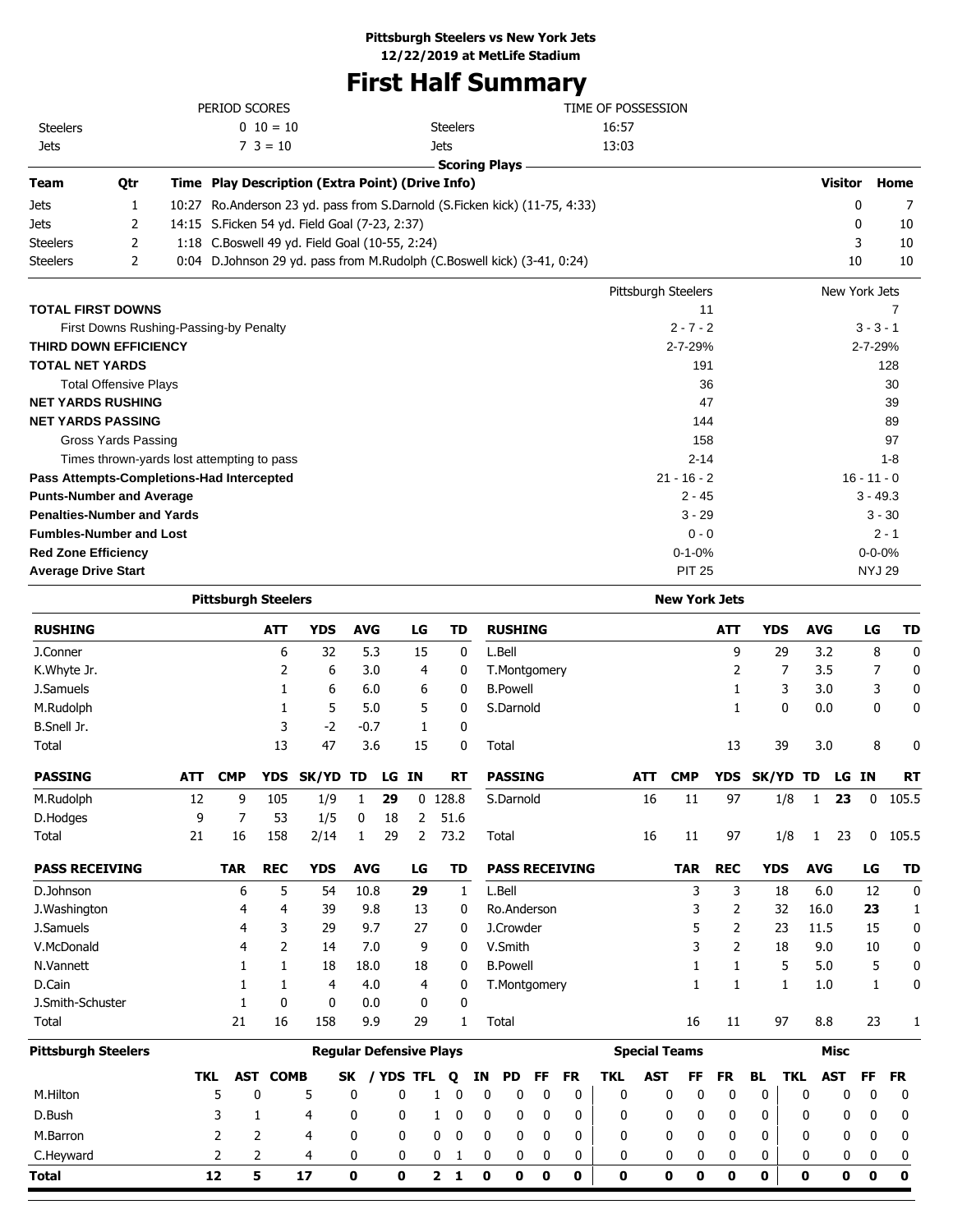**Pittsburgh Steelers vs New York Jets**
**12/22/2019 at MetLife Stadium**

# First Half Summary

| PERIOD SCORES | | | TIME OF POSSESSION | |
|---|---|---|---|---|
| Steelers | 0 10 = 10 | | Steelers | 16:57 |
| Jets | 7 3 = 10 | | Jets | 13:03 |

**Scoring Plays**

| Team | Qtr | Time | Play Description (Extra Point) (Drive Info) | Visitor | Home |
|---|---|---|---|---|---|
| Jets | 1 | 10:27 | Ro.Anderson 23 yd. pass from S.Darnold (S.Ficken kick) (11-75, 4:33) | 0 | 7 |
| Jets | 2 | 14:15 | S.Ficken 54 yd. Field Goal (7-23, 2:37) | 0 | 10 |
| Steelers | 2 | 1:18 | C.Boswell 49 yd. Field Goal (10-55, 2:24) | 3 | 10 |
| Steelers | 2 | 0:04 | D.Johnson 29 yd. pass from M.Rudolph (C.Boswell kick) (3-41, 0:24) | 10 | 10 |

| | Pittsburgh Steelers | New York Jets |
|---|---|---|
| **TOTAL FIRST DOWNS** | 11 | 7 |
| First Downs Rushing-Passing-by Penalty | 2 - 7 - 2 | 3 - 3 - 1 |
| **THIRD DOWN EFFICIENCY** | 2-7-29% | 2-7-29% |
| **TOTAL NET YARDS** | 191 | 128 |
| Total Offensive Plays | 36 | 30 |
| **NET YARDS RUSHING** | 47 | 39 |
| **NET YARDS PASSING** | 144 | 89 |
| Gross Yards Passing | 158 | 97 |
| Times thrown-yards lost attempting to pass | 2-14 | 1-8 |
| **Pass Attempts-Completions-Had Intercepted** | 21 - 16 - 2 | 16 - 11 - 0 |
| **Punts-Number and Average** | 2 - 45 | 3 - 49.3 |
| **Penalties-Number and Yards** | 3 - 29 | 3 - 30 |
| **Fumbles-Number and Lost** | 0 - 0 | 2 - 1 |
| **Red Zone Efficiency** | 0-1-0% | 0-0-0% |
| **Average Drive Start** | PIT 25 | NYJ 29 |

## Pittsburgh Steelers

| RUSHING | ATT | YDS | AVG | LG | TD |
|---|---|---|---|---|---|
| J.Conner | 6 | 32 | 5.3 | 15 | 0 |
| K.Whyte Jr. | 2 | 6 | 3.0 | 4 | 0 |
| J.Samuels | 1 | 6 | 6.0 | 6 | 0 |
| M.Rudolph | 1 | 5 | 5.0 | 5 | 0 |
| B.Snell Jr. | 3 | -2 | -0.7 | 1 | 0 |
| Total | 13 | 47 | 3.6 | 15 | 0 |

| PASSING | ATT | CMP | YDS | SK/YD | TD | LG | IN | RT |
|---|---|---|---|---|---|---|---|---|
| M.Rudolph | 12 | 9 | 105 | 1/9 | 1 | **29** | 0 | 128.8 |
| D.Hodges | 9 | 7 | 53 | 1/5 | 0 | 18 | 2 | 51.6 |
| Total | 21 | 16 | 158 | 2/14 | 1 | 29 | 2 | 73.2 |

| PASS RECEIVING | TAR | REC | YDS | AVG | LG | TD |
|---|---|---|---|---|---|---|
| D.Johnson | 6 | 5 | 54 | 10.8 | **29** | 1 |
| J.Washington | 4 | 4 | 39 | 9.8 | 13 | 0 |
| J.Samuels | 4 | 3 | 29 | 9.7 | 27 | 0 |
| V.McDonald | 4 | 2 | 14 | 7.0 | 9 | 0 |
| N.Vannett | 1 | 1 | 18 | 18.0 | 18 | 0 |
| D.Cain | 1 | 1 | 4 | 4.0 | 4 | 0 |
| J.Smith-Schuster | 1 | 0 | 0 | 0.0 | 0 | 0 |
| Total | 21 | 16 | 158 | 9.9 | 29 | 1 |

## New York Jets

| RUSHING | ATT | YDS | AVG | LG | TD |
|---|---|---|---|---|---|
| L.Bell | 9 | 29 | 3.2 | 8 | 0 |
| T.Montgomery | 2 | 7 | 3.5 | 7 | 0 |
| B.Powell | 1 | 3 | 3.0 | 3 | 0 |
| S.Darnold | 1 | 0 | 0.0 | 0 | 0 |
| Total | 13 | 39 | 3.0 | 8 | 0 |

| PASSING | ATT | CMP | YDS | SK/YD | TD | LG | IN | RT |
|---|---|---|---|---|---|---|---|---|
| S.Darnold | 16 | 11 | 97 | 1/8 | 1 | **23** | 0 | 105.5 |
| Total | 16 | 11 | 97 | 1/8 | 1 | 23 | 0 | 105.5 |

| PASS RECEIVING | TAR | REC | YDS | AVG | LG | TD |
|---|---|---|---|---|---|---|
| L.Bell | 3 | 3 | 18 | 6.0 | 12 | 0 |
| Ro.Anderson | 3 | 2 | 32 | 16.0 | **23** | 1 |
| J.Crowder | 5 | 2 | 23 | 11.5 | 15 | 0 |
| V.Smith | 3 | 2 | 18 | 9.0 | 10 | 0 |
| B.Powell | 1 | 1 | 5 | 5.0 | 5 | 0 |
| T.Montgomery | 1 | 1 | 1 | 1.0 | 1 | 0 |
| Total | 16 | 11 | 97 | 8.8 | 23 | 1 |

## Pittsburgh Steelers

| | Regular Defensive Plays | | | | | | | | | | | Special Teams | | | | | Misc | | | |
|---|---|---|---|---|---|---|---|---|---|---|---|---|---|---|---|---|---|---|---|---|
| | TKL | AST | COMB | SK | / YDS | TFL | Q | IN | PD | FF | FR | TKL | AST | FF | FR | BL | TKL | AST | FF | FR |
| M.Hilton | 5 | 0 | 5 | 0 | 0 | 1 | 0 | 0 | 0 | 0 | 0 | 0 | 0 | 0 | 0 | 0 | 0 | 0 | 0 | 0 |
| D.Bush | 3 | 1 | 4 | 0 | 0 | 1 | 0 | 0 | 0 | 0 | 0 | 0 | 0 | 0 | 0 | 0 | 0 | 0 | 0 | 0 |
| M.Barron | 2 | 2 | 4 | 0 | 0 | 0 | 0 | 0 | 0 | 0 | 0 | 0 | 0 | 0 | 0 | 0 | 0 | 0 | 0 | 0 |
| C.Heyward | 2 | 2 | 4 | 0 | 0 | 0 | 1 | 0 | 0 | 0 | 0 | 0 | 0 | 0 | 0 | 0 | 0 | 0 | 0 | 0 |
| **Total** | **12** | **5** | **17** | **0** | **0** | **2** | **1** | **0** | **0** | **0** | **0** | **0** | **0** | **0** | **0** | **0** | **0** | **0** | **0** | **0** |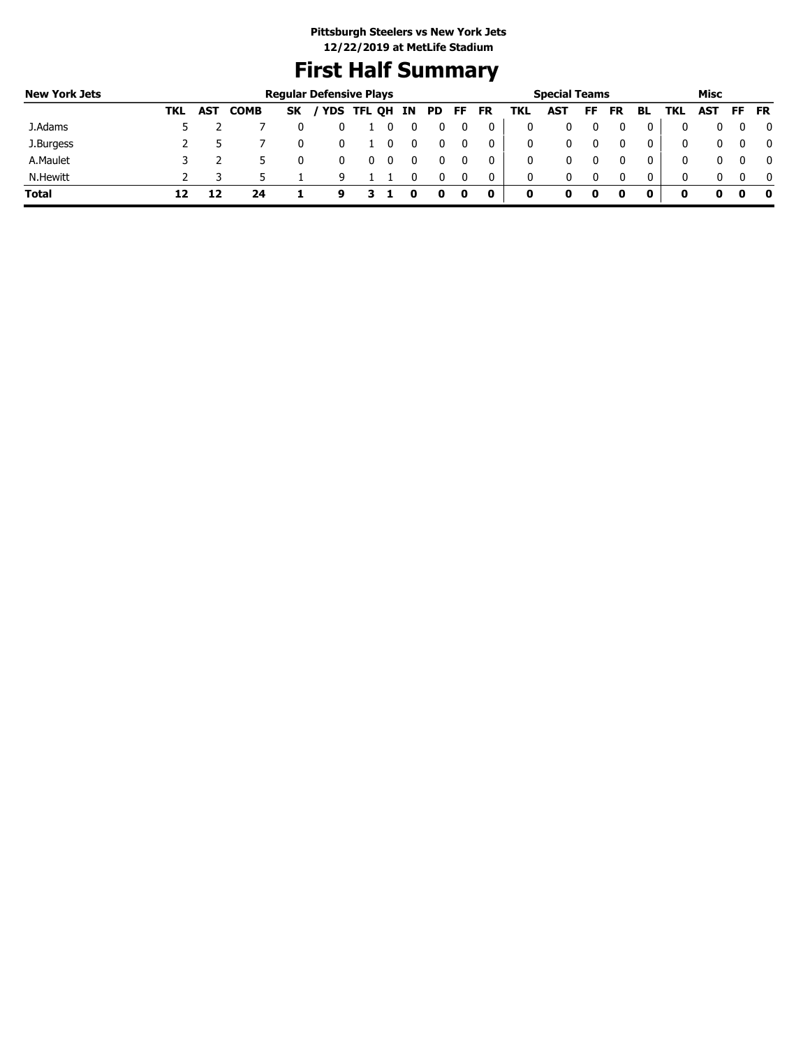**Pittsburgh Steelers vs New York Jets**
**12/22/2019 at MetLife Stadium**

# First Half Summary

| New York Jets | Regular Defensive Plays | | | | | | | | | | | Special Teams | | | | | Misc | | | |
|---|---|---|---|---|---|---|---|---|---|---|---|---|---|---|---|---|---|---|---|---|
| | TKL | AST | COMB | SK | / YDS | TFL | QH | IN | PD | FF | FR | TKL | AST | FF | FR | BL | TKL | AST | FF | FR |
| J.Adams | 5 | 2 | 7 | 0 | 0 | 1 | 0 | 0 | 0 | 0 | 0 | 0 | 0 | 0 | 0 | 0 | 0 | 0 | 0 | 0 |
| J.Burgess | 2 | 5 | 7 | 0 | 0 | 1 | 0 | 0 | 0 | 0 | 0 | 0 | 0 | 0 | 0 | 0 | 0 | 0 | 0 | 0 |
| A.Maulet | 3 | 2 | 5 | 0 | 0 | 0 | 0 | 0 | 0 | 0 | 0 | 0 | 0 | 0 | 0 | 0 | 0 | 0 | 0 | 0 |
| N.Hewitt | 2 | 3 | 5 | 1 | 9 | 1 | 1 | 0 | 0 | 0 | 0 | 0 | 0 | 0 | 0 | 0 | 0 | 0 | 0 | 0 |
| **Total** | **12** | **12** | **24** | **1** | **9** | **3** | **1** | **0** | **0** | **0** | **0** | **0** | **0** | **0** | **0** | **0** | **0** | **0** | **0** | **0** |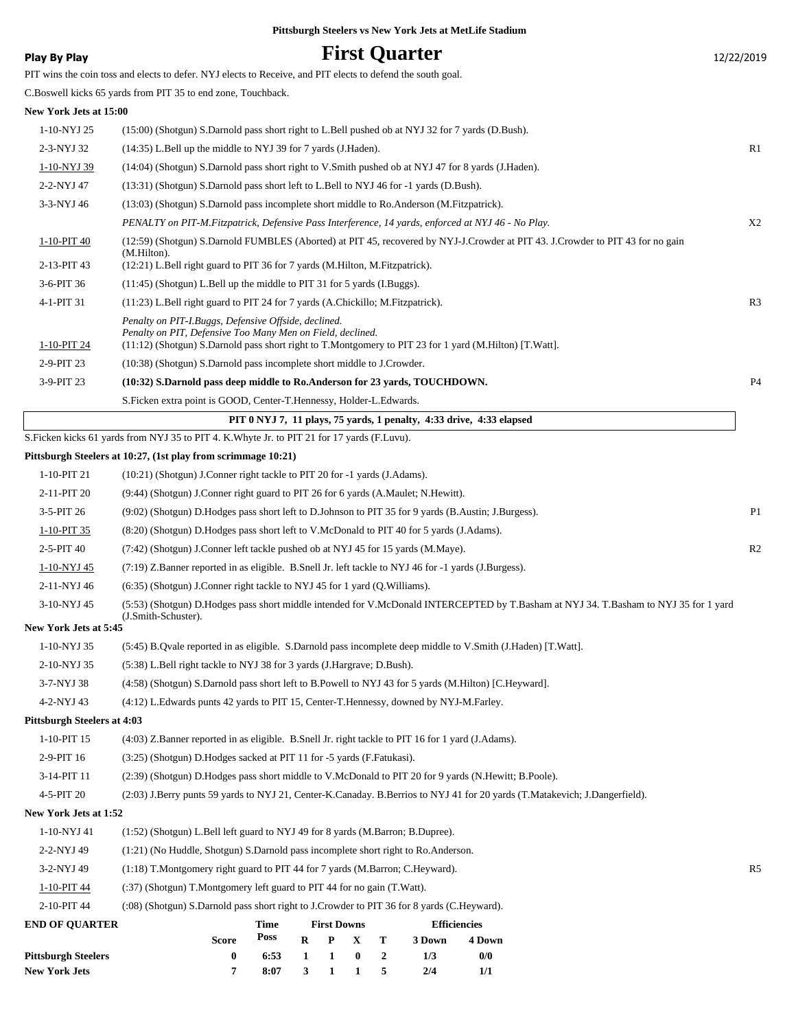**Pittsburgh Steelers vs New York Jets at MetLife Stadium**

**Play By Play**

# First Quarter

12/22/2019

PIT wins the coin toss and elects to defer. NYJ elects to Receive, and PIT elects to defend the south goal.

C.Boswell kicks 65 yards from PIT 35 to end zone, Touchback.

**New York Jets at 15:00**

| | | |
|---|---|---|
| 1-10-NYJ 25 | (15:00) (Shotgun) S.Darnold pass short right to L.Bell pushed ob at NYJ 32 for 7 yards (D.Bush). | |
| 2-3-NYJ 32 | (14:35) L.Bell up the middle to NYJ 39 for 7 yards (J.Haden). | R1 |
| 1-10-NYJ 39 | (14:04) (Shotgun) S.Darnold pass short right to V.Smith pushed ob at NYJ 47 for 8 yards (J.Haden). | |
| 2-2-NYJ 47 | (13:31) (Shotgun) S.Darnold pass short left to L.Bell to NYJ 46 for -1 yards (D.Bush). | |
| 3-3-NYJ 46 | (13:03) (Shotgun) S.Darnold pass incomplete short middle to Ro.Anderson (M.Fitzpatrick). | |
| | *PENALTY on PIT-M.Fitzpatrick, Defensive Pass Interference, 14 yards, enforced at NYJ 46 - No Play.* | X2 |
| 1-10-PIT 40 | (12:59) (Shotgun) S.Darnold FUMBLES (Aborted) at PIT 45, recovered by NYJ-J.Crowder at PIT 43. J.Crowder to PIT 43 for no gain (M.Hilton). | |
| 2-13-PIT 43 | (12:21) L.Bell right guard to PIT 36 for 7 yards (M.Hilton, M.Fitzpatrick). | |
| 3-6-PIT 36 | (11:45) (Shotgun) L.Bell up the middle to PIT 31 for 5 yards (I.Buggs). | |
| 4-1-PIT 31 | (11:23) L.Bell right guard to PIT 24 for 7 yards (A.Chickillo; M.Fitzpatrick). | R3 |
| | *Penalty on PIT-I.Buggs, Defensive Offside, declined.* *Penalty on PIT, Defensive Too Many Men on Field, declined.* | |
| 1-10-PIT 24 | (11:12) (Shotgun) S.Darnold pass short right to T.Montgomery to PIT 23 for 1 yard (M.Hilton) [T.Watt]. | |
| 2-9-PIT 23 | (10:38) (Shotgun) S.Darnold pass incomplete short middle to J.Crowder. | |
| 3-9-PIT 23 | **(10:32) S.Darnold pass deep middle to Ro.Anderson for 23 yards, TOUCHDOWN.** | P4 |
| | S.Ficken extra point is GOOD, Center-T.Hennessy, Holder-L.Edwards. | |

**PIT 0 NYJ 7, 11 plays, 75 yards, 1 penalty, 4:33 drive, 4:33 elapsed**

S.Ficken kicks 61 yards from NYJ 35 to PIT 4. K.Whyte Jr. to PIT 21 for 17 yards (F.Luvu).

**Pittsburgh Steelers at 10:27, (1st play from scrimmage 10:21)**

| | | |
|---|---|---|
| 1-10-PIT 21 | (10:21) (Shotgun) J.Conner right tackle to PIT 20 for -1 yards (J.Adams). | |
| 2-11-PIT 20 | (9:44) (Shotgun) J.Conner right guard to PIT 26 for 6 yards (A.Maulet; N.Hewitt). | |
| 3-5-PIT 26 | (9:02) (Shotgun) D.Hodges pass short left to D.Johnson to PIT 35 for 9 yards (B.Austin; J.Burgess). | P1 |
| 1-10-PIT 35 | (8:20) (Shotgun) D.Hodges pass short left to V.McDonald to PIT 40 for 5 yards (J.Adams). | |
| 2-5-PIT 40 | (7:42) (Shotgun) J.Conner left tackle pushed ob at NYJ 45 for 15 yards (M.Maye). | R2 |
| 1-10-NYJ 45 | (7:19) Z.Banner reported in as eligible. B.Snell Jr. left tackle to NYJ 46 for -1 yards (J.Burgess). | |
| 2-11-NYJ 46 | (6:35) (Shotgun) J.Conner right tackle to NYJ 45 for 1 yard (Q.Williams). | |
| 3-10-NYJ 45 | (5:53) (Shotgun) D.Hodges pass short middle intended for V.McDonald INTERCEPTED by T.Basham at NYJ 34. T.Basham to NYJ 35 for 1 yard (J.Smith-Schuster). | |

**New York Jets at 5:45**

| | | |
|---|---|---|
| 1-10-NYJ 35 | (5:45) B.Qvale reported in as eligible. S.Darnold pass incomplete deep middle to V.Smith (J.Haden) [T.Watt]. | |
| 2-10-NYJ 35 | (5:38) L.Bell right tackle to NYJ 38 for 3 yards (J.Hargrave; D.Bush). | |
| 3-7-NYJ 38 | (4:58) (Shotgun) S.Darnold pass short left to B.Powell to NYJ 43 for 5 yards (M.Hilton) [C.Heyward]. | |
| 4-2-NYJ 43 | (4:12) L.Edwards punts 42 yards to PIT 15, Center-T.Hennessy, downed by NYJ-M.Farley. | |

**Pittsburgh Steelers at 4:03**

| | | |
|---|---|---|
| 1-10-PIT 15 | (4:03) Z.Banner reported in as eligible. B.Snell Jr. right tackle to PIT 16 for 1 yard (J.Adams). | |
| 2-9-PIT 16 | (3:25) (Shotgun) D.Hodges sacked at PIT 11 for -5 yards (F.Fatukasi). | |
| 3-14-PIT 11 | (2:39) (Shotgun) D.Hodges pass short middle to V.McDonald to PIT 20 for 9 yards (N.Hewitt; B.Poole). | |
| 4-5-PIT 20 | (2:03) J.Berry punts 59 yards to NYJ 21, Center-K.Canaday. B.Berrios to NYJ 41 for 20 yards (T.Matakevich; J.Dangerfield). | |

**New York Jets at 1:52**

| | | |
|---|---|---|
| 1-10-NYJ 41 | (1:52) (Shotgun) L.Bell left guard to NYJ 49 for 8 yards (M.Barron; B.Dupree). | |
| 2-2-NYJ 49 | (1:21) (No Huddle, Shotgun) S.Darnold pass incomplete short right to Ro.Anderson. | |
| 3-2-NYJ 49 | (1:18) T.Montgomery right guard to PIT 44 for 7 yards (M.Barron; C.Heyward). | R5 |
| 1-10-PIT 44 | (:37) (Shotgun) T.Montgomery left guard to PIT 44 for no gain (T.Watt). | |
| 2-10-PIT 44 | (:08) (Shotgun) S.Darnold pass short right to J.Crowder to PIT 36 for 8 yards (C.Heyward). | |

| END OF QUARTER | Score | Time Poss | First Downs R | P | X | T | Efficiencies 3 Down | 4 Down |
|---|---|---|---|---|---|---|---|---|
| **Pittsburgh Steelers** | 0 | 6:53 | 1 | 1 | 0 | 2 | 1/3 | 0/0 |
| **New York Jets** | 7 | 8:07 | 3 | 1 | 1 | 5 | 2/4 | 1/1 |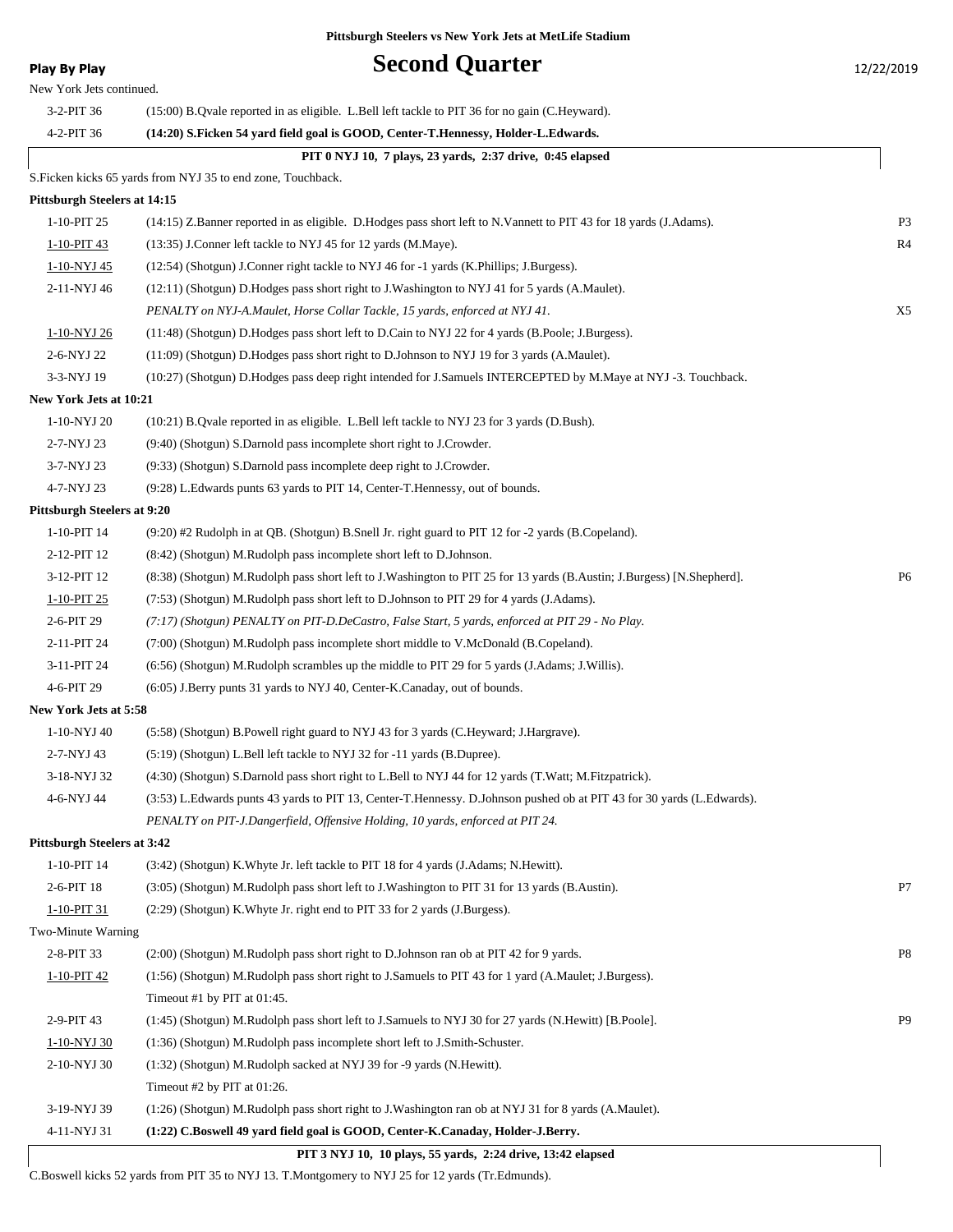**Pittsburgh Steelers vs New York Jets at MetLife Stadium**

# Second Quarter

**Play By Play** 12/22/2019

New York Jets continued.

| | | |
|---|---|---|
| 3-2-PIT 36 | (15:00) B.Qvale reported in as eligible. L.Bell left tackle to PIT 36 for no gain (C.Heyward). | |
| 4-2-PIT 36 | **(14:20) S.Ficken 54 yard field goal is GOOD, Center-T.Hennessy, Holder-L.Edwards.** | |
| | **PIT 0 NYJ 10, 7 plays, 23 yards, 2:37 drive, 0:45 elapsed** | |
| | S.Ficken kicks 65 yards from NYJ 35 to end zone, Touchback. | |

**Pittsburgh Steelers at 14:15**

| | | |
|---|---|---|
| 1-10-PIT 25 | (14:15) Z.Banner reported in as eligible. D.Hodges pass short left to N.Vannett to PIT 43 for 18 yards (J.Adams). | P3 |
| 1-10-PIT 43 | (13:35) J.Conner left tackle to NYJ 45 for 12 yards (M.Maye). | R4 |
| 1-10-NYJ 45 | (12:54) (Shotgun) J.Conner right tackle to NYJ 46 for -1 yards (K.Phillips; J.Burgess). | |
| 2-11-NYJ 46 | (12:11) (Shotgun) D.Hodges pass short right to J.Washington to NYJ 41 for 5 yards (A.Maulet). | |
| | *PENALTY on NYJ-A.Maulet, Horse Collar Tackle, 15 yards, enforced at NYJ 41.* | X5 |
| 1-10-NYJ 26 | (11:48) (Shotgun) D.Hodges pass short left to D.Cain to NYJ 22 for 4 yards (B.Poole; J.Burgess). | |
| 2-6-NYJ 22 | (11:09) (Shotgun) D.Hodges pass short right to D.Johnson to NYJ 19 for 3 yards (A.Maulet). | |
| 3-3-NYJ 19 | (10:27) (Shotgun) D.Hodges pass deep right intended for J.Samuels INTERCEPTED by M.Maye at NYJ -3. Touchback. | |

**New York Jets at 10:21**

| | | |
|---|---|---|
| 1-10-NYJ 20 | (10:21) B.Qvale reported in as eligible. L.Bell left tackle to NYJ 23 for 3 yards (D.Bush). | |
| 2-7-NYJ 23 | (9:40) (Shotgun) S.Darnold pass incomplete short right to J.Crowder. | |
| 3-7-NYJ 23 | (9:33) (Shotgun) S.Darnold pass incomplete deep right to J.Crowder. | |
| 4-7-NYJ 23 | (9:28) L.Edwards punts 63 yards to PIT 14, Center-T.Hennessy, out of bounds. | |

**Pittsburgh Steelers at 9:20**

| | | |
|---|---|---|
| 1-10-PIT 14 | (9:20) #2 Rudolph in at QB. (Shotgun) B.Snell Jr. right guard to PIT 12 for -2 yards (B.Copeland). | |
| 2-12-PIT 12 | (8:42) (Shotgun) M.Rudolph pass incomplete short left to D.Johnson. | |
| 3-12-PIT 12 | (8:38) (Shotgun) M.Rudolph pass short left to J.Washington to PIT 25 for 13 yards (B.Austin; J.Burgess) [N.Shepherd]. | P6 |
| 1-10-PIT 25 | (7:53) (Shotgun) M.Rudolph pass short left to D.Johnson to PIT 29 for 4 yards (J.Adams). | |
| 2-6-PIT 29 | *(7:17) (Shotgun) PENALTY on PIT-D.DeCastro, False Start, 5 yards, enforced at PIT 29 - No Play.* | |
| 2-11-PIT 24 | (7:00) (Shotgun) M.Rudolph pass incomplete short middle to V.McDonald (B.Copeland). | |
| 3-11-PIT 24 | (6:56) (Shotgun) M.Rudolph scrambles up the middle to PIT 29 for 5 yards (J.Adams; J.Willis). | |
| 4-6-PIT 29 | (6:05) J.Berry punts 31 yards to NYJ 40, Center-K.Canaday, out of bounds. | |

**New York Jets at 5:58**

| | | |
|---|---|---|
| 1-10-NYJ 40 | (5:58) (Shotgun) B.Powell right guard to NYJ 43 for 3 yards (C.Heyward; J.Hargrave). | |
| 2-7-NYJ 43 | (5:19) (Shotgun) L.Bell left tackle to NYJ 32 for -11 yards (B.Dupree). | |
| 3-18-NYJ 32 | (4:30) (Shotgun) S.Darnold pass short right to L.Bell to NYJ 44 for 12 yards (T.Watt; M.Fitzpatrick). | |
| 4-6-NYJ 44 | (3:53) L.Edwards punts 43 yards to PIT 13, Center-T.Hennessy. D.Johnson pushed ob at PIT 43 for 30 yards (L.Edwards). | |
| | *PENALTY on PIT-J.Dangerfield, Offensive Holding, 10 yards, enforced at PIT 24.* | |

**Pittsburgh Steelers at 3:42**

| | | |
|---|---|---|
| 1-10-PIT 14 | (3:42) (Shotgun) K.Whyte Jr. left tackle to PIT 18 for 4 yards (J.Adams; N.Hewitt). | |
| 2-6-PIT 18 | (3:05) (Shotgun) M.Rudolph pass short left to J.Washington to PIT 31 for 13 yards (B.Austin). | P7 |
| 1-10-PIT 31 | (2:29) (Shotgun) K.Whyte Jr. right end to PIT 33 for 2 yards (J.Burgess). | |
| Two-Minute Warning | | |
| 2-8-PIT 33 | (2:00) (Shotgun) M.Rudolph pass short right to D.Johnson ran ob at PIT 42 for 9 yards. | P8 |
| 1-10-PIT 42 | (1:56) (Shotgun) M.Rudolph pass short right to J.Samuels to PIT 43 for 1 yard (A.Maulet; J.Burgess). | |
| | Timeout #1 by PIT at 01:45. | |
| 2-9-PIT 43 | (1:45) (Shotgun) M.Rudolph pass short left to J.Samuels to NYJ 30 for 27 yards (N.Hewitt) [B.Poole]. | P9 |
| 1-10-NYJ 30 | (1:36) (Shotgun) M.Rudolph pass incomplete short left to J.Smith-Schuster. | |
| 2-10-NYJ 30 | (1:32) (Shotgun) M.Rudolph sacked at NYJ 39 for -9 yards (N.Hewitt). | |
| | Timeout #2 by PIT at 01:26. | |
| 3-19-NYJ 39 | (1:26) (Shotgun) M.Rudolph pass short right to J.Washington ran ob at NYJ 31 for 8 yards (A.Maulet). | |
| 4-11-NYJ 31 | **(1:22) C.Boswell 49 yard field goal is GOOD, Center-K.Canaday, Holder-J.Berry.** | |
| | **PIT 3 NYJ 10, 10 plays, 55 yards, 2:24 drive, 13:42 elapsed** | |
| | C.Boswell kicks 52 yards from PIT 35 to NYJ 13. T.Montgomery to NYJ 25 for 12 yards (Tr.Edmunds). | |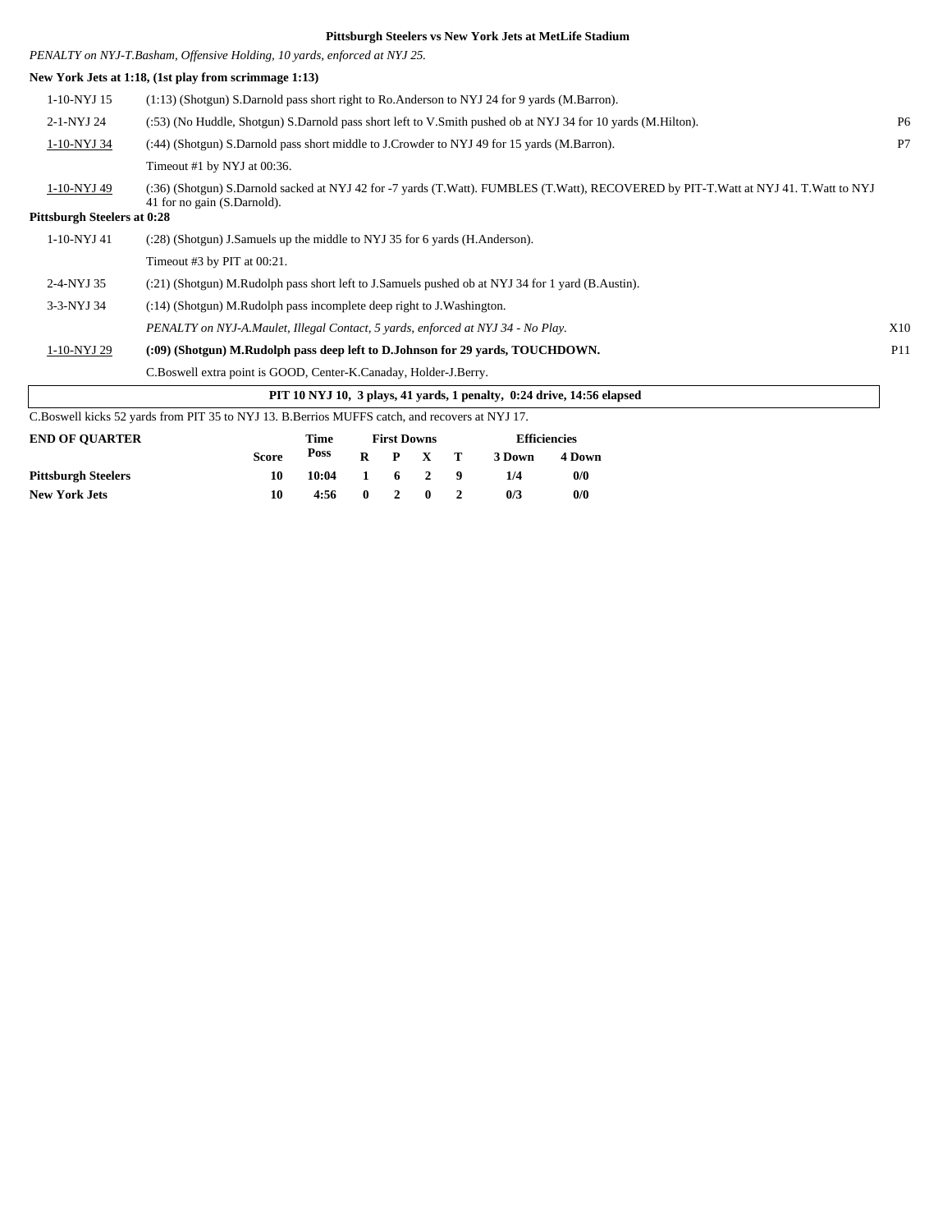**Pittsburgh Steelers vs New York Jets at MetLife Stadium**

*PENALTY on NYJ-T.Basham, Offensive Holding, 10 yards, enforced at NYJ 25.*

**New York Jets at 1:18, (1st play from scrimmage 1:13)**

| | | |
|---|---|---|
| 1-10-NYJ 15 | (1:13) (Shotgun) S.Darnold pass short right to Ro.Anderson to NYJ 24 for 9 yards (M.Barron). | |
| 2-1-NYJ 24 | (:53) (No Huddle, Shotgun) S.Darnold pass short left to V.Smith pushed ob at NYJ 34 for 10 yards (M.Hilton). | P6 |
| 1-10-NYJ 34 | (:44) (Shotgun) S.Darnold pass short middle to J.Crowder to NYJ 49 for 15 yards (M.Barron). | P7 |
| | Timeout #1 by NYJ at 00:36. | |
| 1-10-NYJ 49 | (:36) (Shotgun) S.Darnold sacked at NYJ 42 for -7 yards (T.Watt). FUMBLES (T.Watt), RECOVERED by PIT-T.Watt at NYJ 41. T.Watt to NYJ 41 for no gain (S.Darnold). | |

**Pittsburgh Steelers at 0:28**

| | | |
|---|---|---|
| 1-10-NYJ 41 | (:28) (Shotgun) J.Samuels up the middle to NYJ 35 for 6 yards (H.Anderson). | |
| | Timeout #3 by PIT at 00:21. | |
| 2-4-NYJ 35 | (:21) (Shotgun) M.Rudolph pass short left to J.Samuels pushed ob at NYJ 34 for 1 yard (B.Austin). | |
| 3-3-NYJ 34 | (:14) (Shotgun) M.Rudolph pass incomplete deep right to J.Washington. | |
| | *PENALTY on NYJ-A.Maulet, Illegal Contact, 5 yards, enforced at NYJ 34 - No Play.* | X10 |
| 1-10-NYJ 29 | **(:09) (Shotgun) M.Rudolph pass deep left to D.Johnson for 29 yards, TOUCHDOWN.** | P11 |
| | C.Boswell extra point is GOOD, Center-K.Canaday, Holder-J.Berry. | |

**PIT 10 NYJ 10, 3 plays, 41 yards, 1 penalty, 0:24 drive, 14:56 elapsed**

C.Boswell kicks 52 yards from PIT 35 to NYJ 13. B.Berrios MUFFS catch, and recovers at NYJ 17.

| END OF QUARTER | Score | Time Poss | First Downs R | P | X | T | Efficiencies 3 Down | 4 Down |
|---|---|---|---|---|---|---|---|---|
| **Pittsburgh Steelers** | 10 | 10:04 | 1 | 6 | 2 | 9 | 1/4 | 0/0 |
| **New York Jets** | 10 | 4:56 | 0 | 2 | 0 | 2 | 0/3 | 0/0 |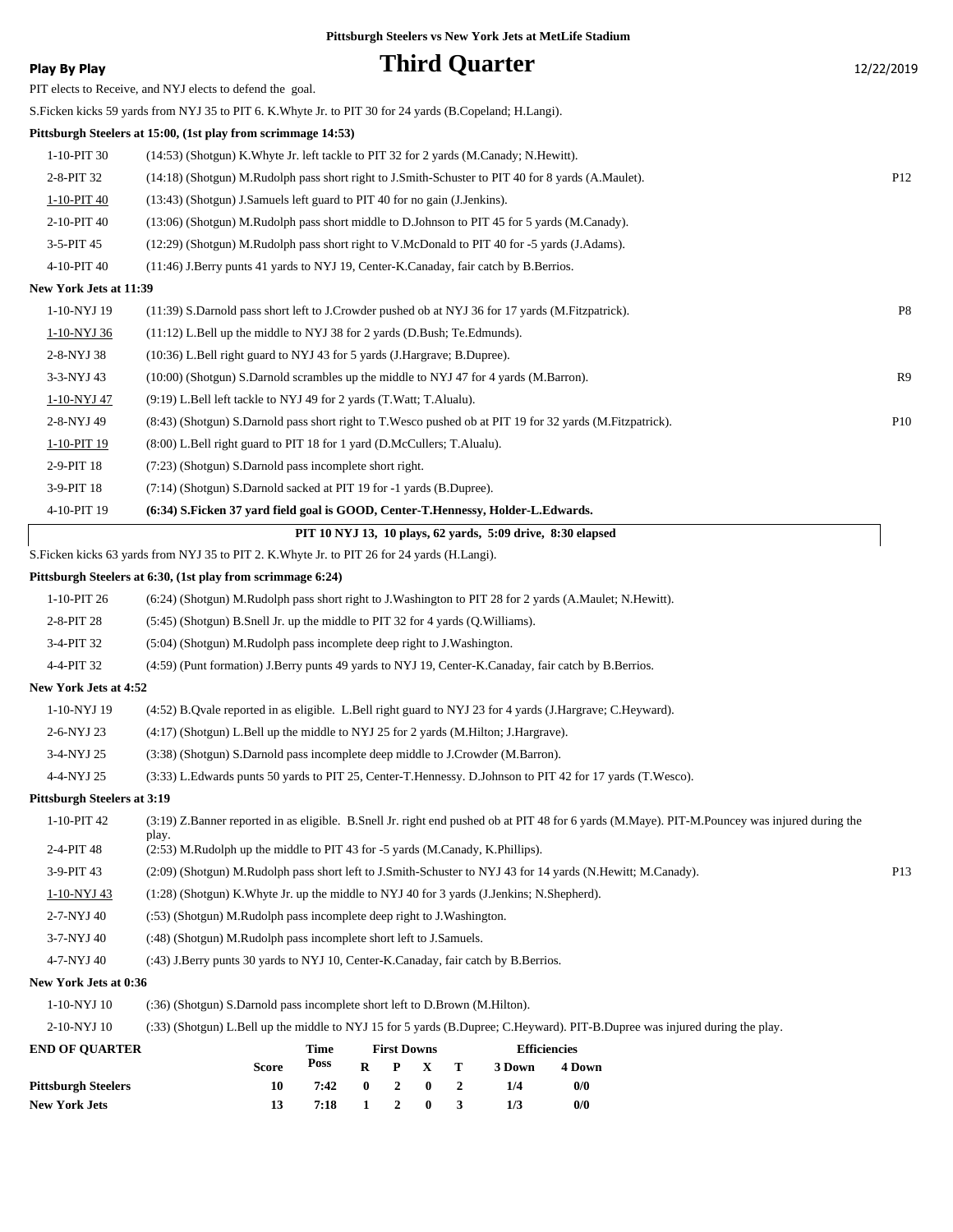Pittsburgh Steelers vs New York Jets at MetLife Stadium

**Play By Play**

# Third Quarter

12/22/2019

PIT elects to Receive, and NYJ elects to defend the goal.

S.Ficken kicks 59 yards from NYJ 35 to PIT 6. K.Whyte Jr. to PIT 30 for 24 yards (B.Copeland; H.Langi).

**Pittsburgh Steelers at 15:00, (1st play from scrimmage 14:53)**

| | | |
|---|---|---|
| 1-10-PIT 30 | (14:53) (Shotgun) K.Whyte Jr. left tackle to PIT 32 for 2 yards (M.Canady; N.Hewitt). | |
| 2-8-PIT 32 | (14:18) (Shotgun) M.Rudolph pass short right to J.Smith-Schuster to PIT 40 for 8 yards (A.Maulet). | P12 |
| 1-10-PIT 40 | (13:43) (Shotgun) J.Samuels left guard to PIT 40 for no gain (J.Jenkins). | |
| 2-10-PIT 40 | (13:06) (Shotgun) M.Rudolph pass short middle to D.Johnson to PIT 45 for 5 yards (M.Canady). | |
| 3-5-PIT 45 | (12:29) (Shotgun) M.Rudolph pass short right to V.McDonald to PIT 40 for -5 yards (J.Adams). | |
| 4-10-PIT 40 | (11:46) J.Berry punts 41 yards to NYJ 19, Center-K.Canaday, fair catch by B.Berrios. | |

**New York Jets at 11:39**

| | | |
|---|---|---|
| 1-10-NYJ 19 | (11:39) S.Darnold pass short left to J.Crowder pushed ob at NYJ 36 for 17 yards (M.Fitzpatrick). | P8 |
| 1-10-NYJ 36 | (11:12) L.Bell up the middle to NYJ 38 for 2 yards (D.Bush; Te.Edmunds). | |
| 2-8-NYJ 38 | (10:36) L.Bell right guard to NYJ 43 for 5 yards (J.Hargrave; B.Dupree). | |
| 3-3-NYJ 43 | (10:00) (Shotgun) S.Darnold scrambles up the middle to NYJ 47 for 4 yards (M.Barron). | R9 |
| 1-10-NYJ 47 | (9:19) L.Bell left tackle to NYJ 49 for 2 yards (T.Watt; T.Alualu). | |
| 2-8-NYJ 49 | (8:43) (Shotgun) S.Darnold pass short right to T.Wesco pushed ob at PIT 19 for 32 yards (M.Fitzpatrick). | P10 |
| 1-10-PIT 19 | (8:00) L.Bell right guard to PIT 18 for 1 yard (D.McCullers; T.Alualu). | |
| 2-9-PIT 18 | (7:23) (Shotgun) S.Darnold pass incomplete short right. | |
| 3-9-PIT 18 | (7:14) (Shotgun) S.Darnold sacked at PIT 19 for -1 yards (B.Dupree). | |
| 4-10-PIT 19 | **(6:34) S.Ficken 37 yard field goal is GOOD, Center-T.Hennessy, Holder-L.Edwards.** | |

**PIT 10 NYJ 13, 10 plays, 62 yards, 5:09 drive, 8:30 elapsed**

S.Ficken kicks 63 yards from NYJ 35 to PIT 2. K.Whyte Jr. to PIT 26 for 24 yards (H.Langi).

**Pittsburgh Steelers at 6:30, (1st play from scrimmage 6:24)**

| | | |
|---|---|---|
| 1-10-PIT 26 | (6:24) (Shotgun) M.Rudolph pass short right to J.Washington to PIT 28 for 2 yards (A.Maulet; N.Hewitt). | |
| 2-8-PIT 28 | (5:45) (Shotgun) B.Snell Jr. up the middle to PIT 32 for 4 yards (Q.Williams). | |
| 3-4-PIT 32 | (5:04) (Shotgun) M.Rudolph pass incomplete deep right to J.Washington. | |
| 4-4-PIT 32 | (4:59) (Punt formation) J.Berry punts 49 yards to NYJ 19, Center-K.Canaday, fair catch by B.Berrios. | |

**New York Jets at 4:52**

| | | |
|---|---|---|
| 1-10-NYJ 19 | (4:52) B.Qvale reported in as eligible. L.Bell right guard to NYJ 23 for 4 yards (J.Hargrave; C.Heyward). | |
| 2-6-NYJ 23 | (4:17) (Shotgun) L.Bell up the middle to NYJ 25 for 2 yards (M.Hilton; J.Hargrave). | |
| 3-4-NYJ 25 | (3:38) (Shotgun) S.Darnold pass incomplete deep middle to J.Crowder (M.Barron). | |
| 4-4-NYJ 25 | (3:33) L.Edwards punts 50 yards to PIT 25, Center-T.Hennessy. D.Johnson to PIT 42 for 17 yards (T.Wesco). | |

**Pittsburgh Steelers at 3:19**

| | | |
|---|---|---|
| 1-10-PIT 42 | (3:19) Z.Banner reported in as eligible. B.Snell Jr. right end pushed ob at PIT 48 for 6 yards (M.Maye). PIT-M.Pouncey was injured during the play. | |
| 2-4-PIT 48 | (2:53) M.Rudolph up the middle to PIT 43 for -5 yards (M.Canady, K.Phillips). | |
| 3-9-PIT 43 | (2:09) (Shotgun) M.Rudolph pass short left to J.Smith-Schuster to NYJ 43 for 14 yards (N.Hewitt; M.Canady). | P13 |
| 1-10-NYJ 43 | (1:28) (Shotgun) K.Whyte Jr. up the middle to NYJ 40 for 3 yards (J.Jenkins; N.Shepherd). | |
| 2-7-NYJ 40 | (:53) (Shotgun) M.Rudolph pass incomplete deep right to J.Washington. | |
| 3-7-NYJ 40 | (:48) (Shotgun) M.Rudolph pass incomplete short left to J.Samuels. | |
| 4-7-NYJ 40 | (:43) J.Berry punts 30 yards to NYJ 10, Center-K.Canaday, fair catch by B.Berrios. | |

**New York Jets at 0:36**

| | |
|---|---|
| 1-10-NYJ 10 | (:36) (Shotgun) S.Darnold pass incomplete short left to D.Brown (M.Hilton). |
| 2-10-NYJ 10 | (:33) (Shotgun) L.Bell up the middle to NYJ 15 for 5 yards (B.Dupree; C.Heyward). PIT-B.Dupree was injured during the play. |

| END OF QUARTER | Score | Time Poss | First Downs R | P | X | T | Efficiencies 3 Down | 4 Down |
|---|---|---|---|---|---|---|---|---|
| Pittsburgh Steelers | 10 | 7:42 | 0 | 2 | 0 | 2 | 1/4 | 0/0 |
| New York Jets | 13 | 7:18 | 1 | 2 | 0 | 3 | 1/3 | 0/0 |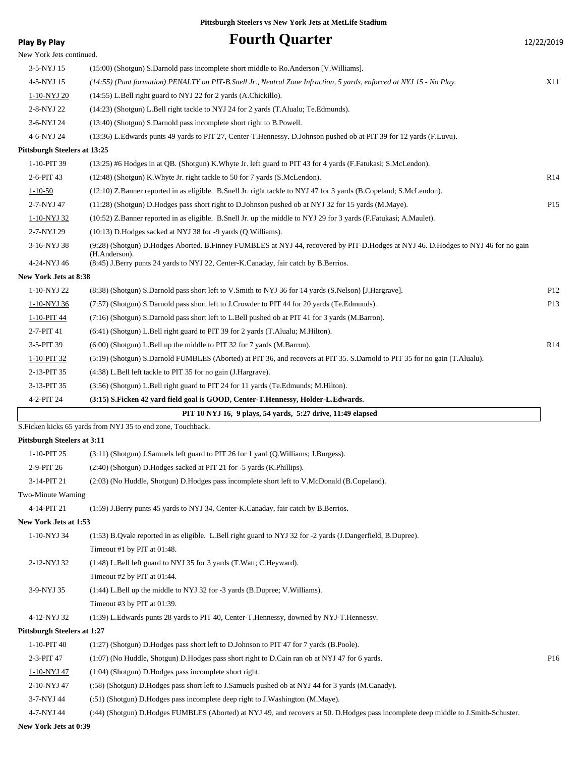Pittsburgh Steelers vs New York Jets at MetLife Stadium

**Play By Play**

# Fourth Quarter

12/22/2019

New York Jets continued.

| | | |
|---|---|---|
| 3-5-NYJ 15 | (15:00) (Shotgun) S.Darnold pass incomplete short middle to Ro.Anderson [V.Williams]. | |
| 4-5-NYJ 15 | *(14:55) (Punt formation) PENALTY on PIT-B.Snell Jr., Neutral Zone Infraction, 5 yards, enforced at NYJ 15 - No Play.* | X11 |
| 1-10-NYJ 20 | (14:55) L.Bell right guard to NYJ 22 for 2 yards (A.Chickillo). | |
| 2-8-NYJ 22 | (14:23) (Shotgun) L.Bell right tackle to NYJ 24 for 2 yards (T.Alualu; Te.Edmunds). | |
| 3-6-NYJ 24 | (13:40) (Shotgun) S.Darnold pass incomplete short right to B.Powell. | |
| 4-6-NYJ 24 | (13:36) L.Edwards punts 49 yards to PIT 27, Center-T.Hennessy. D.Johnson pushed ob at PIT 39 for 12 yards (F.Luvu). | |

**Pittsburgh Steelers at 13:25**

| | | |
|---|---|---|
| 1-10-PIT 39 | (13:25) #6 Hodges in at QB. (Shotgun) K.Whyte Jr. left guard to PIT 43 for 4 yards (F.Fatukasi; S.McLendon). | |
| 2-6-PIT 43 | (12:48) (Shotgun) K.Whyte Jr. right tackle to 50 for 7 yards (S.McLendon). | R14 |
| 1-10-50 | (12:10) Z.Banner reported in as eligible. B.Snell Jr. right tackle to NYJ 47 for 3 yards (B.Copeland; S.McLendon). | |
| 2-7-NYJ 47 | (11:28) (Shotgun) D.Hodges pass short right to D.Johnson pushed ob at NYJ 32 for 15 yards (M.Maye). | P15 |
| 1-10-NYJ 32 | (10:52) Z.Banner reported in as eligible. B.Snell Jr. up the middle to NYJ 29 for 3 yards (F.Fatukasi; A.Maulet). | |
| 2-7-NYJ 29 | (10:13) D.Hodges sacked at NYJ 38 for -9 yards (Q.Williams). | |
| 3-16-NYJ 38 | (9:28) (Shotgun) D.Hodges Aborted. B.Finney FUMBLES at NYJ 44, recovered by PIT-D.Hodges at NYJ 46. D.Hodges to NYJ 46 for no gain (H.Anderson). | |
| 4-24-NYJ 46 | (8:45) J.Berry punts 24 yards to NYJ 22, Center-K.Canaday, fair catch by B.Berrios. | |

**New York Jets at 8:38**

| | | |
|---|---|---|
| 1-10-NYJ 22 | (8:38) (Shotgun) S.Darnold pass short left to V.Smith to NYJ 36 for 14 yards (S.Nelson) [J.Hargrave]. | P12 |
| 1-10-NYJ 36 | (7:57) (Shotgun) S.Darnold pass short left to J.Crowder to PIT 44 for 20 yards (Te.Edmunds). | P13 |
| 1-10-PIT 44 | (7:16) (Shotgun) S.Darnold pass short left to L.Bell pushed ob at PIT 41 for 3 yards (M.Barron). | |
| 2-7-PIT 41 | (6:41) (Shotgun) L.Bell right guard to PIT 39 for 2 yards (T.Alualu; M.Hilton). | |
| 3-5-PIT 39 | (6:00) (Shotgun) L.Bell up the middle to PIT 32 for 7 yards (M.Barron). | R14 |
| 1-10-PIT 32 | (5:19) (Shotgun) S.Darnold FUMBLES (Aborted) at PIT 36, and recovers at PIT 35. S.Darnold to PIT 35 for no gain (T.Alualu). | |
| 2-13-PIT 35 | (4:38) L.Bell left tackle to PIT 35 for no gain (J.Hargrave). | |
| 3-13-PIT 35 | (3:56) (Shotgun) L.Bell right guard to PIT 24 for 11 yards (Te.Edmunds; M.Hilton). | |
| 4-2-PIT 24 | **(3:15) S.Ficken 42 yard field goal is GOOD, Center-T.Hennessy, Holder-L.Edwards.** | |

**PIT 10 NYJ 16, 9 plays, 54 yards, 5:27 drive, 11:49 elapsed**

S.Ficken kicks 65 yards from NYJ 35 to end zone, Touchback.

**Pittsburgh Steelers at 3:11**

| | | |
|---|---|---|
| 1-10-PIT 25 | (3:11) (Shotgun) J.Samuels left guard to PIT 26 for 1 yard (Q.Williams; J.Burgess). | |
| 2-9-PIT 26 | (2:40) (Shotgun) D.Hodges sacked at PIT 21 for -5 yards (K.Phillips). | |
| 3-14-PIT 21 | (2:03) (No Huddle, Shotgun) D.Hodges pass incomplete short left to V.McDonald (B.Copeland). | |

Two-Minute Warning

| | | |
|---|---|---|
| 4-14-PIT 21 | (1:59) J.Berry punts 45 yards to NYJ 34, Center-K.Canaday, fair catch by B.Berrios. | |

**New York Jets at 1:53**

| | | |
|---|---|---|
| 1-10-NYJ 34 | (1:53) B.Qvale reported in as eligible. L.Bell right guard to NYJ 32 for -2 yards (J.Dangerfield, B.Dupree). | |
| | Timeout #1 by PIT at 01:48. | |
| 2-12-NYJ 32 | (1:48) L.Bell left guard to NYJ 35 for 3 yards (T.Watt; C.Heyward). | |
| | Timeout #2 by PIT at 01:44. | |
| 3-9-NYJ 35 | (1:44) L.Bell up the middle to NYJ 32 for -3 yards (B.Dupree; V.Williams). | |
| | Timeout #3 by PIT at 01:39. | |
| 4-12-NYJ 32 | (1:39) L.Edwards punts 28 yards to PIT 40, Center-T.Hennessy, downed by NYJ-T.Hennessy. | |

**Pittsburgh Steelers at 1:27**

| | | |
|---|---|---|
| 1-10-PIT 40 | (1:27) (Shotgun) D.Hodges pass short left to D.Johnson to PIT 47 for 7 yards (B.Poole). | |
| 2-3-PIT 47 | (1:07) (No Huddle, Shotgun) D.Hodges pass short right to D.Cain ran ob at NYJ 47 for 6 yards. | P16 |
| 1-10-NYJ 47 | (1:04) (Shotgun) D.Hodges pass incomplete short right. | |
| 2-10-NYJ 47 | (:58) (Shotgun) D.Hodges pass short left to J.Samuels pushed ob at NYJ 44 for 3 yards (M.Canady). | |
| 3-7-NYJ 44 | (:51) (Shotgun) D.Hodges pass incomplete deep right to J.Washington (M.Maye). | |
| 4-7-NYJ 44 | (:44) (Shotgun) D.Hodges FUMBLES (Aborted) at NYJ 49, and recovers at 50. D.Hodges pass incomplete deep middle to J.Smith-Schuster. | |

**New York Jets at 0:39**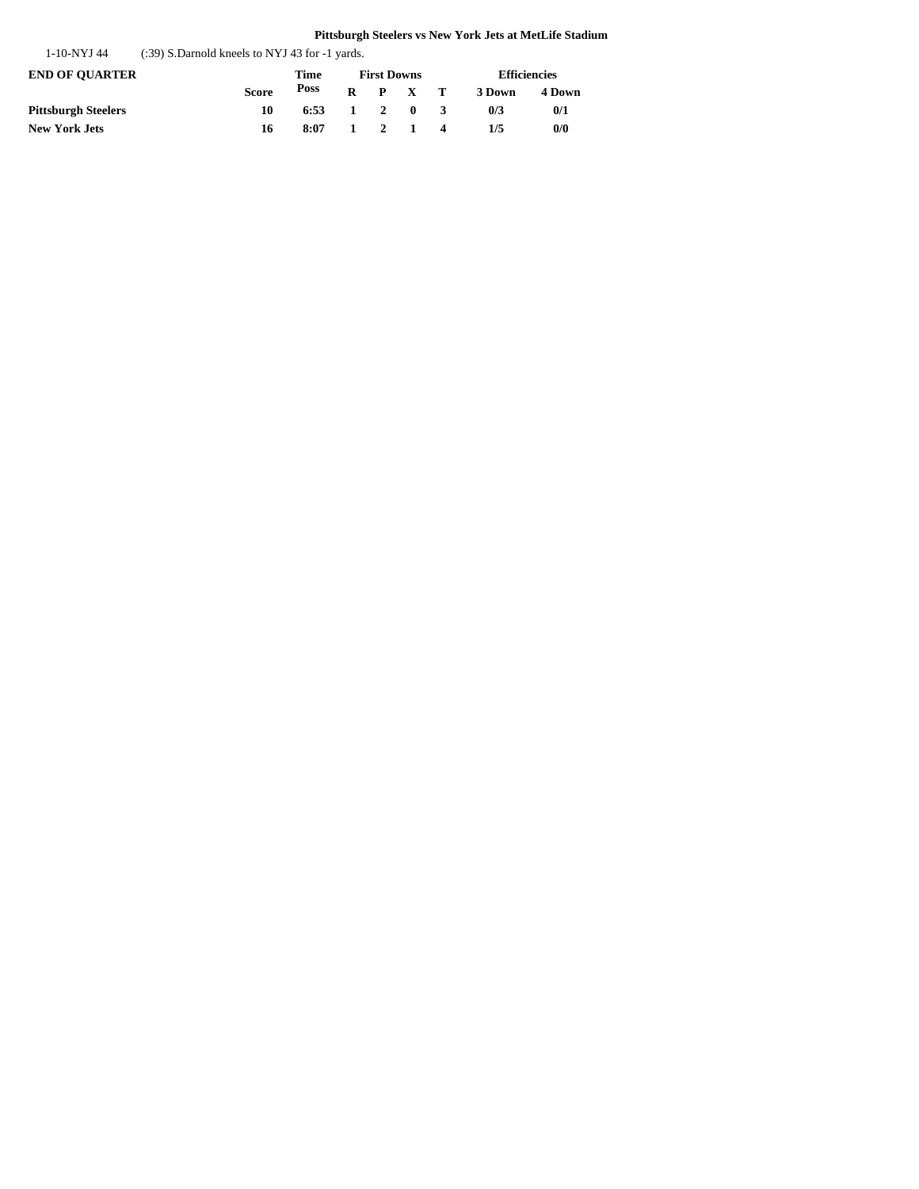1-10-NYJ 44 (:39) S.Darnold kneels to NYJ 43 for -1 yards.

**END OF QUARTER**

| | Score | Time Poss | First Downs R | P | X | T | Efficiencies 3 Down | 4 Down |
|---|---|---|---|---|---|---|---|---|
| **Pittsburgh Steelers** | **10** | **6:53** | **1** | **2** | **0** | **3** | **0/3** | **0/1** |
| **New York Jets** | **16** | **8:07** | **1** | **2** | **1** | **4** | **1/5** | **0/0** |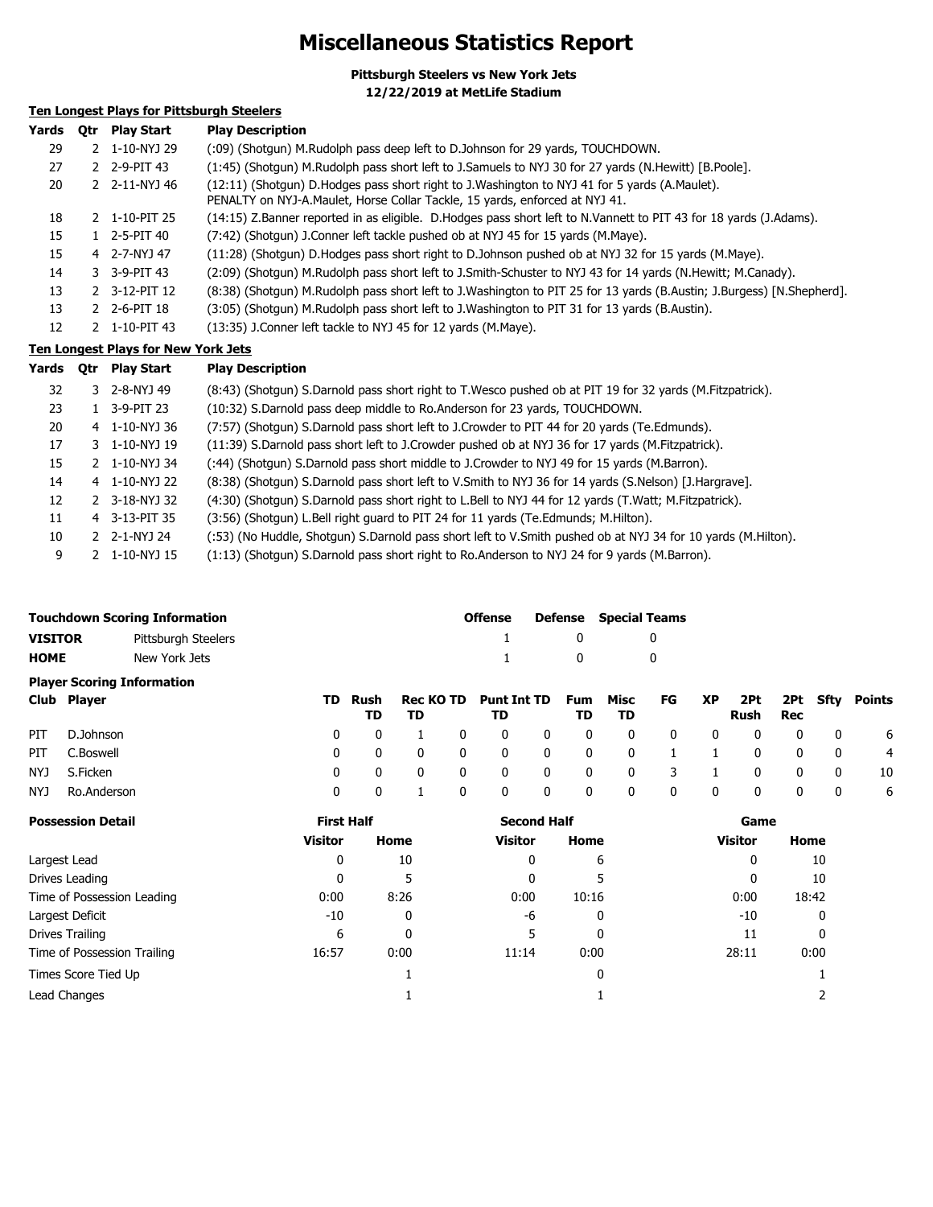# Miscellaneous Statistics Report

**Pittsburgh Steelers vs New York Jets**
**12/22/2019 at MetLife Stadium**

## Ten Longest Plays for Pittsburgh Steelers

| Yards | Qtr | Play Start | Play Description |
|---|---|---|---|
| 29 | 2 | 1-10-NYJ 29 | (:09) (Shotgun) M.Rudolph pass deep left to D.Johnson for 29 yards, TOUCHDOWN. |
| 27 | 2 | 2-9-PIT 43 | (1:45) (Shotgun) M.Rudolph pass short left to J.Samuels to NYJ 30 for 27 yards (N.Hewitt) [B.Poole]. |
| 20 | 2 | 2-11-NYJ 46 | (12:11) (Shotgun) D.Hodges pass short right to J.Washington to NYJ 41 for 5 yards (A.Maulet). PENALTY on NYJ-A.Maulet, Horse Collar Tackle, 15 yards, enforced at NYJ 41. |
| 18 | 2 | 1-10-PIT 25 | (14:15) Z.Banner reported in as eligible. D.Hodges pass short left to N.Vannett to PIT 43 for 18 yards (J.Adams). |
| 15 | 1 | 2-5-PIT 40 | (7:42) (Shotgun) J.Conner left tackle pushed ob at NYJ 45 for 15 yards (M.Maye). |
| 15 | 4 | 2-7-NYJ 47 | (11:28) (Shotgun) D.Hodges pass short right to D.Johnson pushed ob at NYJ 32 for 15 yards (M.Maye). |
| 14 | 3 | 3-9-PIT 43 | (2:09) (Shotgun) M.Rudolph pass short left to J.Smith-Schuster to NYJ 43 for 14 yards (N.Hewitt; M.Canady). |
| 13 | 2 | 3-12-PIT 12 | (8:38) (Shotgun) M.Rudolph pass short left to J.Washington to PIT 25 for 13 yards (B.Austin; J.Burgess) [N.Shepherd]. |
| 13 | 2 | 2-6-PIT 18 | (3:05) (Shotgun) M.Rudolph pass short left to J.Washington to PIT 31 for 13 yards (B.Austin). |
| 12 | 2 | 1-10-PIT 43 | (13:35) J.Conner left tackle to NYJ 45 for 12 yards (M.Maye). |

## Ten Longest Plays for New York Jets

| Yards | Qtr | Play Start | Play Description |
|---|---|---|---|
| 32 | 3 | 2-8-NYJ 49 | (8:43) (Shotgun) S.Darnold pass short right to T.Wesco pushed ob at PIT 19 for 32 yards (M.Fitzpatrick). |
| 23 | 1 | 3-9-PIT 23 | (10:32) S.Darnold pass deep middle to Ro.Anderson for 23 yards, TOUCHDOWN. |
| 20 | 4 | 1-10-NYJ 36 | (7:57) (Shotgun) S.Darnold pass short left to J.Crowder to PIT 44 for 20 yards (Te.Edmunds). |
| 17 | 3 | 1-10-NYJ 19 | (11:39) S.Darnold pass short left to J.Crowder pushed ob at NYJ 36 for 17 yards (M.Fitzpatrick). |
| 15 | 2 | 1-10-NYJ 34 | (:44) (Shotgun) S.Darnold pass short middle to J.Crowder to NYJ 49 for 15 yards (M.Barron). |
| 14 | 4 | 1-10-NYJ 22 | (8:38) (Shotgun) S.Darnold pass short left to V.Smith to NYJ 36 for 14 yards (S.Nelson) [J.Hargrave]. |
| 12 | 2 | 3-18-NYJ 32 | (4:30) (Shotgun) S.Darnold pass short right to L.Bell to NYJ 44 for 12 yards (T.Watt; M.Fitzpatrick). |
| 11 | 4 | 3-13-PIT 35 | (3:56) (Shotgun) L.Bell right guard to PIT 24 for 11 yards (Te.Edmunds; M.Hilton). |
| 10 | 2 | 2-1-NYJ 24 | (:53) (No Huddle, Shotgun) S.Darnold pass short left to V.Smith pushed ob at NYJ 34 for 10 yards (M.Hilton). |
| 9 | 2 | 1-10-NYJ 15 | (1:13) (Shotgun) S.Darnold pass short right to Ro.Anderson to NYJ 24 for 9 yards (M.Barron). |

## Touchdown Scoring Information

| | | Offense | Defense | Special Teams |
|---|---|---|---|---|
| **VISITOR** | Pittsburgh Steelers | 1 | 0 | 0 |
| **HOME** | New York Jets | 1 | 0 | 0 |

## Player Scoring Information

| Club | Player | TD | Rush TD | Rec TD | KO TD | Punt TD | Int TD | Fum TD | Misc TD | FG | XP | 2Pt Rush | 2Pt Rec | Sfty | Points |
|---|---|---|---|---|---|---|---|---|---|---|---|---|---|---|---|
| PIT | D.Johnson | 0 | 0 | 1 | 0 | 0 | 0 | 0 | 0 | 0 | 0 | 0 | 0 | 0 | 6 |
| PIT | C.Boswell | 0 | 0 | 0 | 0 | 0 | 0 | 0 | 0 | 1 | 1 | 0 | 0 | 0 | 4 |
| NYJ | S.Ficken | 0 | 0 | 0 | 0 | 0 | 0 | 0 | 0 | 3 | 1 | 0 | 0 | 0 | 10 |
| NYJ | Ro.Anderson | 0 | 0 | 1 | 0 | 0 | 0 | 0 | 0 | 0 | 0 | 0 | 0 | 0 | 6 |

## Possession Detail

| | First Half | | Second Half | | Game | |
|---|---|---|---|---|---|---|
| | Visitor | Home | Visitor | Home | Visitor | Home |
| Largest Lead | 0 | 10 | 0 | 6 | 0 | 10 |
| Drives Leading | 0 | 5 | 0 | 5 | 0 | 10 |
| Time of Possession Leading | 0:00 | 8:26 | 0:00 | 10:16 | 0:00 | 18:42 |
| Largest Deficit | -10 | 0 | -6 | 0 | -10 | 0 |
| Drives Trailing | 6 | 0 | 5 | 0 | 11 | 0 |
| Time of Possession Trailing | 16:57 | 0:00 | 11:14 | 0:00 | 28:11 | 0:00 |
| Times Score Tied Up | | 1 | | 0 | | 1 |
| Lead Changes | | 1 | | 1 | | 2 |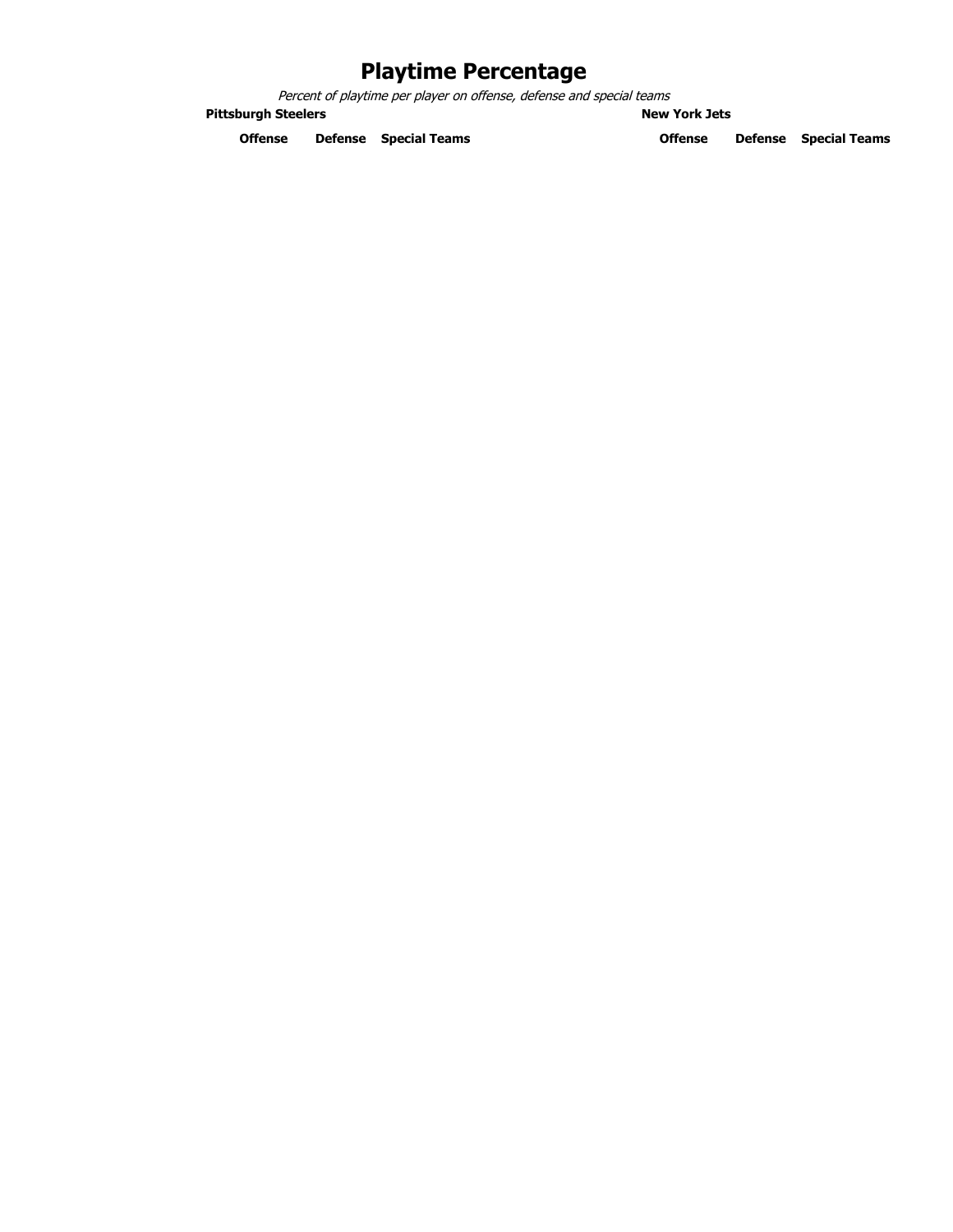# Playtime Percentage

*Percent of playtime per player on offense, defense and special teams*

**Pittsburgh Steelers**

| | Offense | Defense | Special Teams |
|---|---|---|---|

**New York Jets**

| | Offense | Defense | Special Teams |
|---|---|---|---|